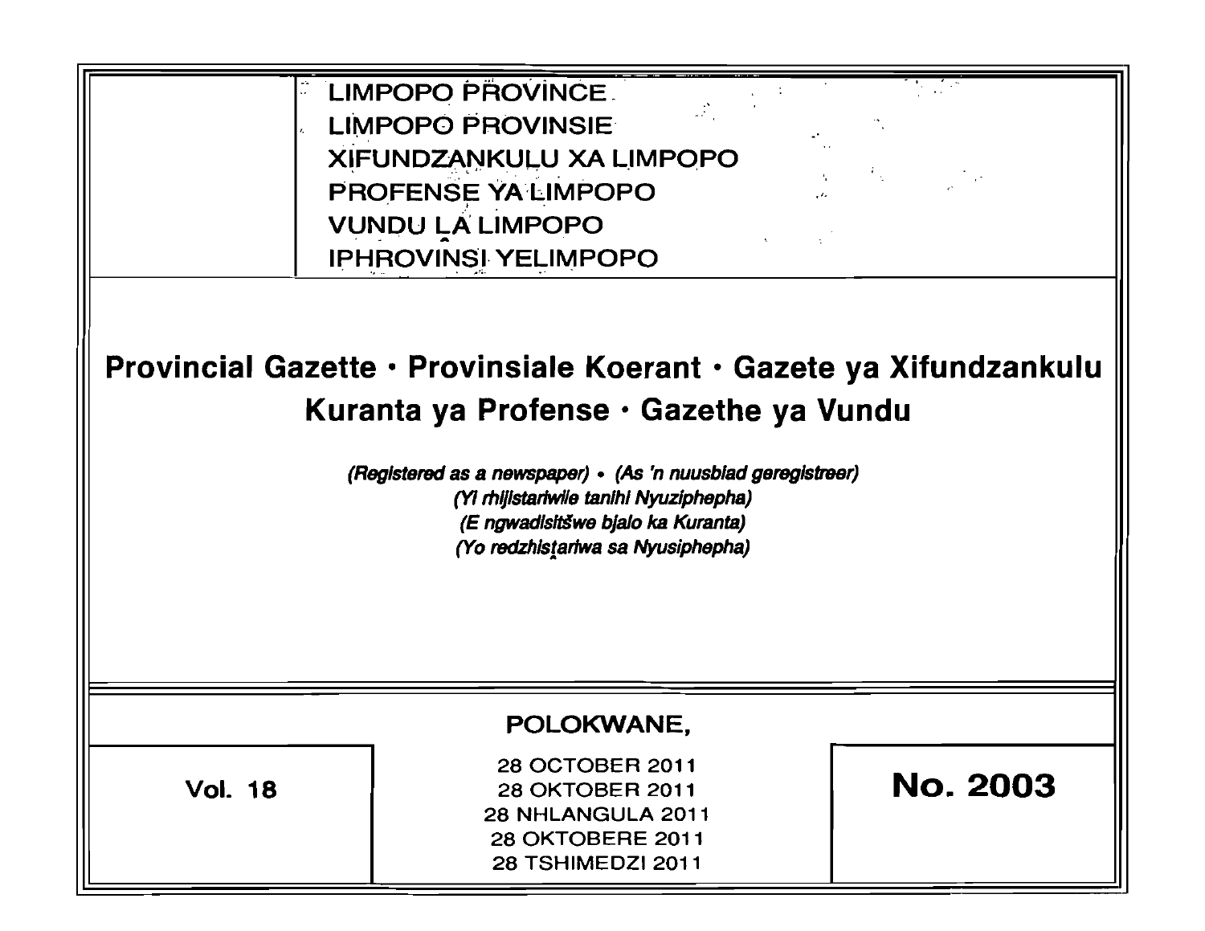LIMPOPO PROVINCE
LIMPOPO PROVINSIE
XIFUNDZANKULU XA LIMPOPO
PROFENSE YA LIMPOPO
VUNDU LA LIMPOPO
IPHROVINSI YELIMPOPO

# Provincial Gazette • Provinsiale Koerant • Gazete ya Xifundzankulu Kuranta ya Profense • Gazethe ya Vundu

*(Registered as a newspaper) • (As 'n nuusblad geregistreer)*
*(Yi rhijistariwile tanihi Nyuziphepha)*
*(E ngwadisitšwe bjalo ka Kuranta)*
*(Yo redzhistariwa sa Nyusiphepha)*

POLOKWANE,

| Vol. 18 | 28 OCTOBER 2011<br>28 OKTOBER 2011<br>28 NHLANGULA 2011<br>28 OKTOBERE 2011<br>28 TSHIMEDZI 2011 | No. 2003 |
|---|---|---|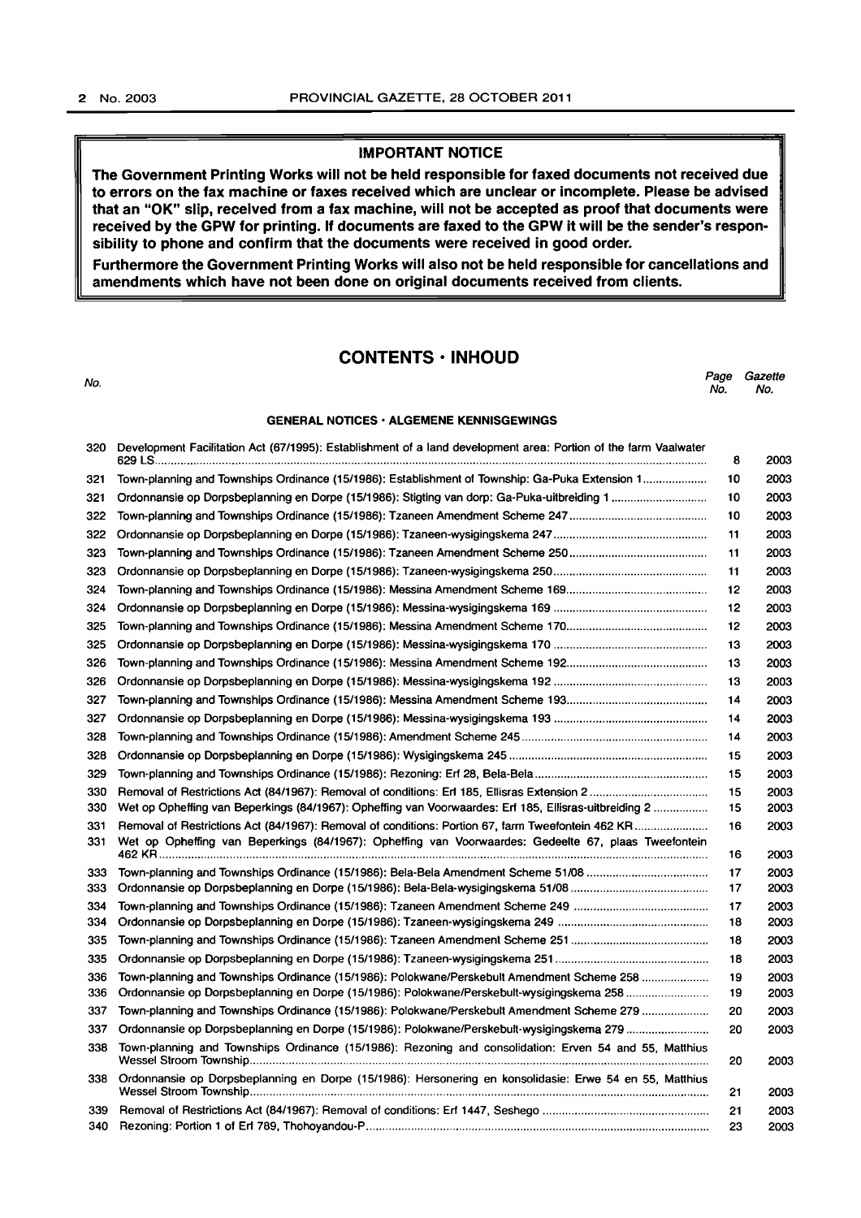**IMPORTANT NOTICE**

**The Government Printing Works will not be held responsible for faxed documents not received due to errors on the fax machine or faxes received which are unclear or incomplete. Please be advised that an "OK" slip, received from a fax machine, will not be accepted as proof that documents were received by the GPW for printing. If documents are faxed to the GPW it will be the sender's responsibility to phone and confirm that the documents were received in good order.**

**Furthermore the Government Printing Works will also not be held responsible for cancellations and amendments which have not been done on original documents received from clients.**

## CONTENTS · INHOUD

| No. | | Page No. | Gazette No. |
|---|---|---|---|
| | **GENERAL NOTICES · ALGEMENE KENNISGEWINGS** | | |
| 320 | Development Facilitation Act (67/1995): Establishment of a land development area: Portion of the farm Vaalwater 629 LS | 8 | 2003 |
| 321 | Town-planning and Townships Ordinance (15/1986): Establishment of Township: Ga-Puka Extension 1 | 10 | 2003 |
| 321 | Ordonnansie op Dorpsbeplanning en Dorpe (15/1986): Stigting van dorp: Ga-Puka-uitbreiding 1 | 10 | 2003 |
| 322 | Town-planning and Townships Ordinance (15/1986): Tzaneen Amendment Scheme 247 | 10 | 2003 |
| 322 | Ordonnansie op Dorpsbeplanning en Dorpe (15/1986): Tzaneen-wysigingskema 247 | 11 | 2003 |
| 323 | Town-planning and Townships Ordinance (15/1986): Tzaneen Amendment Scheme 250 | 11 | 2003 |
| 323 | Ordonnansie op Dorpsbeplanning en Dorpe (15/1986): Tzaneen-wysigingskema 250 | 11 | 2003 |
| 324 | Town-planning and Townships Ordinance (15/1986): Messina Amendment Scheme 169 | 12 | 2003 |
| 324 | Ordonnansie op Dorpsbeplanning en Dorpe (15/1986): Messina-wysigingskema 169 | 12 | 2003 |
| 325 | Town-planning and Townships Ordinance (15/1986): Messina Amendment Scheme 170 | 12 | 2003 |
| 325 | Ordonnansie op Dorpsbeplanning en Dorpe (15/1986): Messina-wysigingskema 170 | 13 | 2003 |
| 326 | Town-planning and Townships Ordinance (15/1986): Messina Amendment Scheme 192 | 13 | 2003 |
| 326 | Ordonnansie op Dorpsbeplanning en Dorpe (15/1986): Messina-wysigingskema 192 | 13 | 2003 |
| 327 | Town-planning and Townships Ordinance (15/1986): Messina Amendment Scheme 193 | 14 | 2003 |
| 327 | Ordonnansie op Dorpsbeplanning en Dorpe (15/1986): Messina-wysigingskema 193 | 14 | 2003 |
| 328 | Town-planning and Townships Ordinance (15/1986): Amendment Scheme 245 | 14 | 2003 |
| 328 | Ordonnansie op Dorpsbeplanning en Dorpe (15/1986): Wysigingskema 245 | 15 | 2003 |
| 329 | Town-planning and Townships Ordinance (15/1986): Rezoning: Erf 28, Bela-Bela | 15 | 2003 |
| 330 | Removal of Restrictions Act (84/1967): Removal of conditions: Erf 185, Ellisras Extension 2 | 15 | 2003 |
| 330 | Wet op Opheffing van Beperkings (84/1967): Opheffing van Voorwaardes: Erf 185, Ellisras-uitbreiding 2 | 15 | 2003 |
| 331 | Removal of Restrictions Act (84/1967): Removal of conditions: Portion 67, farm Tweefontein 462 KR | 16 | 2003 |
| 331 | Wet op Opheffing van Beperkings (84/1967): Opheffing van Voorwaardes: Gedeelte 67, plaas Tweefontein 462 KR | 16 | 2003 |
| 333 | Town-planning and Townships Ordinance (15/1986): Bela-Bela Amendment Scheme 51/08 | 17 | 2003 |
| 333 | Ordonnansie op Dorpsbeplanning en Dorpe (15/1986): Bela-Bela-wysigingskema 51/08 | 17 | 2003 |
| 334 | Town-planning and Townships Ordinance (15/1986): Tzaneen Amendment Scheme 249 | 17 | 2003 |
| 334 | Ordonnansie op Dorpsbeplanning en Dorpe (15/1986): Tzaneen-wysigingskema 249 | 18 | 2003 |
| 335 | Town-planning and Townships Ordinance (15/1986): Tzaneen Amendment Scheme 251 | 18 | 2003 |
| 335 | Ordonnansie op Dorpsbeplanning en Dorpe (15/1986): Tzaneen-wysigingskema 251 | 18 | 2003 |
| 336 | Town-planning and Townships Ordinance (15/1986): Polokwane/Perskebult Amendment Scheme 258 | 19 | 2003 |
| 336 | Ordonnansie op Dorpsbeplanning en Dorpe (15/1986): Polokwane/Perskebult-wysigingskema 258 | 19 | 2003 |
| 337 | Town-planning and Townships Ordinance (15/1986): Polokwane/Perskebult Amendment Scheme 279 | 20 | 2003 |
| 337 | Ordonnansie op Dorpsbeplanning en Dorpe (15/1986): Polokwane/Perskebult-wysigingskema 279 | 20 | 2003 |
| 338 | Town-planning and Townships Ordinance (15/1986): Rezoning and consolidation: Erven 54 and 55, Matthius Wessel Stroom Township | 20 | 2003 |
| 338 | Ordonnansie op Dorpsbeplanning en Dorpe (15/1986): Hersonering en konsolidasie: Erwe 54 en 55, Matthius Wessel Stroom Township | 21 | 2003 |
| 339 | Removal of Restrictions Act (84/1967): Removal of conditions: Erf 1447, Seshego | 21 | 2003 |
| 340 | Rezoning: Portion 1 of Erf 789, Thohoyandou-P | 23 | 2003 |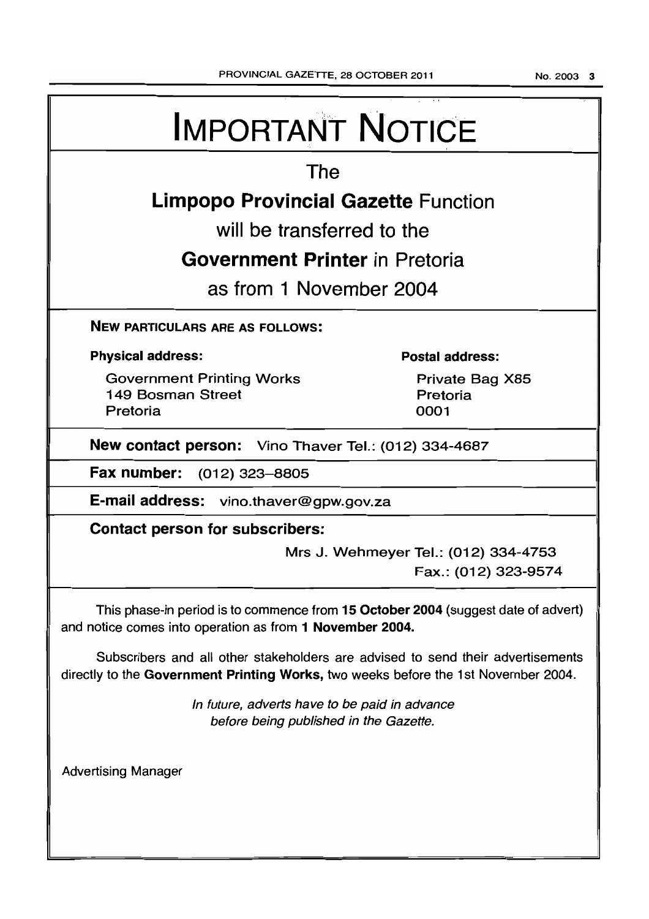# IMPORTANT NOTICE

The

**Limpopo Provincial Gazette** Function

will be transferred to the

**Government Printer** in Pretoria

as from 1 November 2004

**NEW PARTICULARS ARE AS FOLLOWS:**

**Physical address:**

Government Printing Works
149 Bosman Street
Pretoria

**Postal address:**

Private Bag X85
Pretoria
0001

**New contact person:** Vino Thaver Tel.: (012) 334-4687

**Fax number:** (012) 323-8805

**E-mail address:** vino.thaver@gpw.gov.za

**Contact person for subscribers:**

Mrs J. Wehmeyer Tel.: (012) 334-4753
Fax.: (012) 323-9574

This phase-in period is to commence from **15 October 2004** (suggest date of advert) and notice comes into operation as from **1 November 2004.**

Subscribers and all other stakeholders are advised to send their advertisements directly to the **Government Printing Works,** two weeks before the 1st November 2004.

*In future, adverts have to be paid in advance before being published in the Gazette.*

Advertising Manager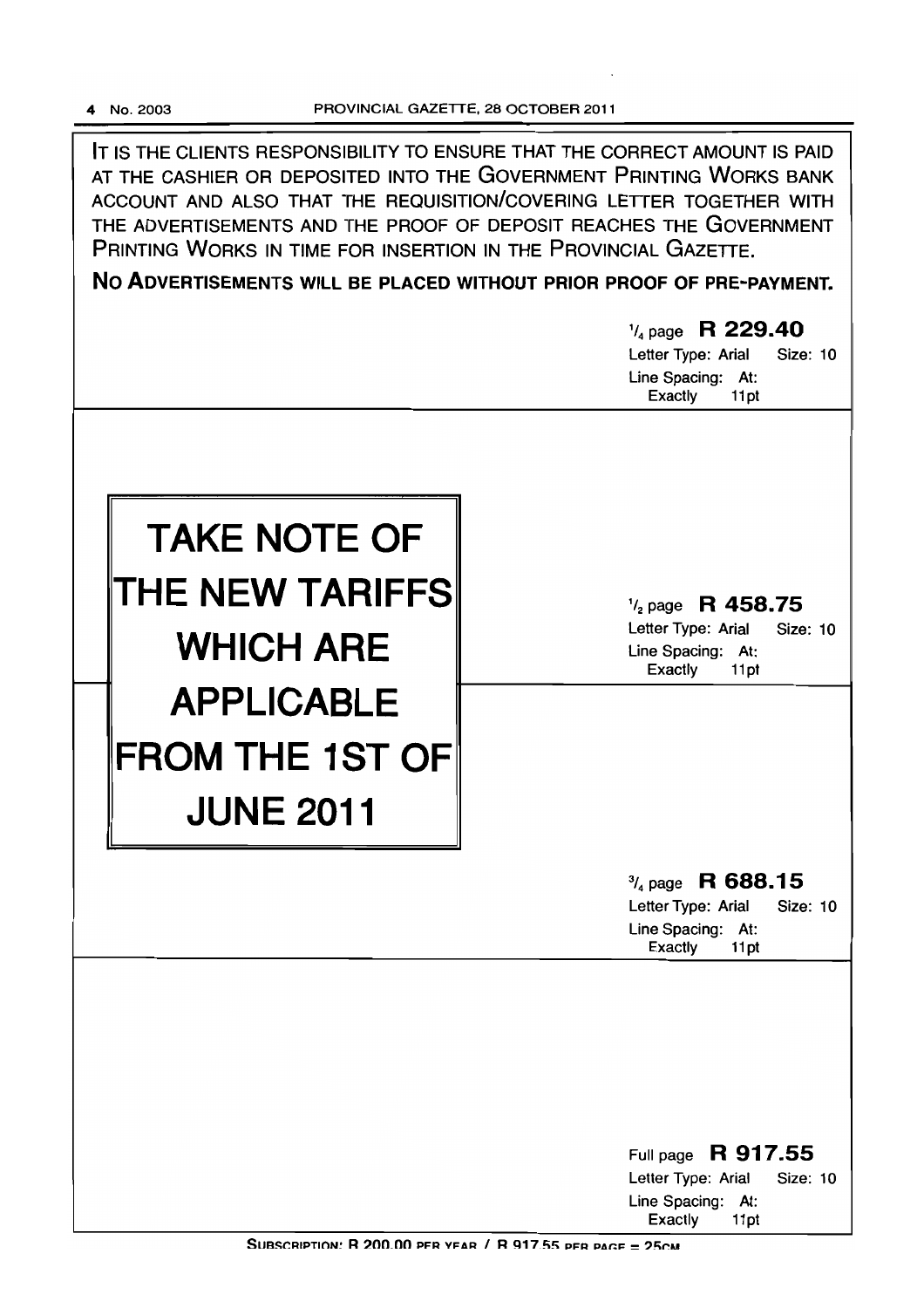IT IS THE CLIENTS RESPONSIBILITY TO ENSURE THAT THE CORRECT AMOUNT IS PAID AT THE CASHIER OR DEPOSITED INTO THE GOVERNMENT PRINTING WORKS BANK ACCOUNT AND ALSO THAT THE REQUISITION/COVERING LETTER TOGETHER WITH THE ADVERTISEMENTS AND THE PROOF OF DEPOSIT REACHES THE GOVERNMENT PRINTING WORKS IN TIME FOR INSERTION IN THE PROVINCIAL GAZETTE.

**NO ADVERTISEMENTS WILL BE PLACED WITHOUT PRIOR PROOF OF PRE-PAYMENT.**

# TAKE NOTE OF THE NEW TARIFFS WHICH ARE APPLICABLE FROM THE 1ST OF JUNE 2011

$^{1}/_{4}$ page **R 229.40**
Letter Type: Arial Size: 10
Line Spacing: At: Exactly 11pt

$^{1}/_{2}$ page **R 458.75**
Letter Type: Arial Size: 10
Line Spacing: At: Exactly 11pt

$^{3}/_{4}$ page **R 688.15**
Letter Type: Arial Size: 10
Line Spacing: At: Exactly 11pt

Full page **R 917.55**
Letter Type: Arial Size: 10
Line Spacing: At: Exactly 11pt

SUBSCRIPTION: R 200.00 PER YEAR / R 917.55 PER PAGE = 25CM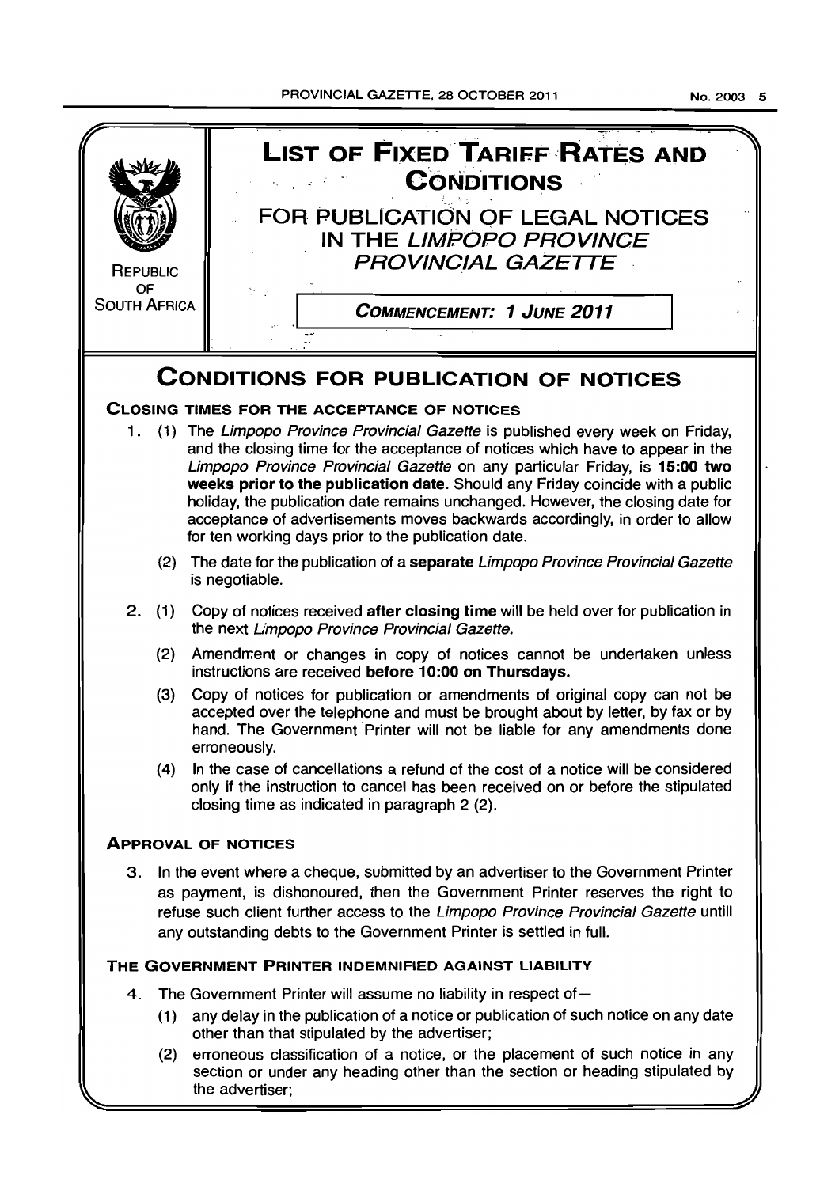REPUBLIC OF SOUTH AFRICA

# LIST OF FIXED TARIFF RATES AND CONDITIONS

## FOR PUBLICATION OF LEGAL NOTICES IN THE *LIMPOPO PROVINCE PROVINCIAL GAZETTE*

***COMMENCEMENT: 1 JUNE 2011***

# CONDITIONS FOR PUBLICATION OF NOTICES

### CLOSING TIMES FOR THE ACCEPTANCE OF NOTICES

1. (1) The *Limpopo Province Provincial Gazette* is published every week on Friday, and the closing time for the acceptance of notices which have to appear in the *Limpopo Province Provincial Gazette* on any particular Friday, is **15:00 two weeks prior to the publication date.** Should any Friday coincide with a public holiday, the publication date remains unchanged. However, the closing date for acceptance of advertisements moves backwards accordingly, in order to allow for ten working days prior to the publication date.

   (2) The date for the publication of a **separate** *Limpopo Province Provincial Gazette* is negotiable.

2. (1) Copy of notices received **after closing time** will be held over for publication in the next *Limpopo Province Provincial Gazette.*

   (2) Amendment or changes in copy of notices cannot be undertaken unless instructions are received **before 10:00 on Thursdays.**

   (3) Copy of notices for publication or amendments of original copy can not be accepted over the telephone and must be brought about by letter, by fax or by hand. The Government Printer will not be liable for any amendments done erroneously.

   (4) In the case of cancellations a refund of the cost of a notice will be considered only if the instruction to cancel has been received on or before the stipulated closing time as indicated in paragraph 2 (2).

### APPROVAL OF NOTICES

3. In the event where a cheque, submitted by an advertiser to the Government Printer as payment, is dishonoured, then the Government Printer reserves the right to refuse such client further access to the *Limpopo Province Provincial Gazette* untill any outstanding debts to the Government Printer is settled in full.

### THE GOVERNMENT PRINTER INDEMNIFIED AGAINST LIABILITY

4. The Government Printer will assume no liability in respect of—

   (1) any delay in the publication of a notice or publication of such notice on any date other than that stipulated by the advertiser;

   (2) erroneous classification of a notice, or the placement of such notice in any section or under any heading other than the section or heading stipulated by the advertiser;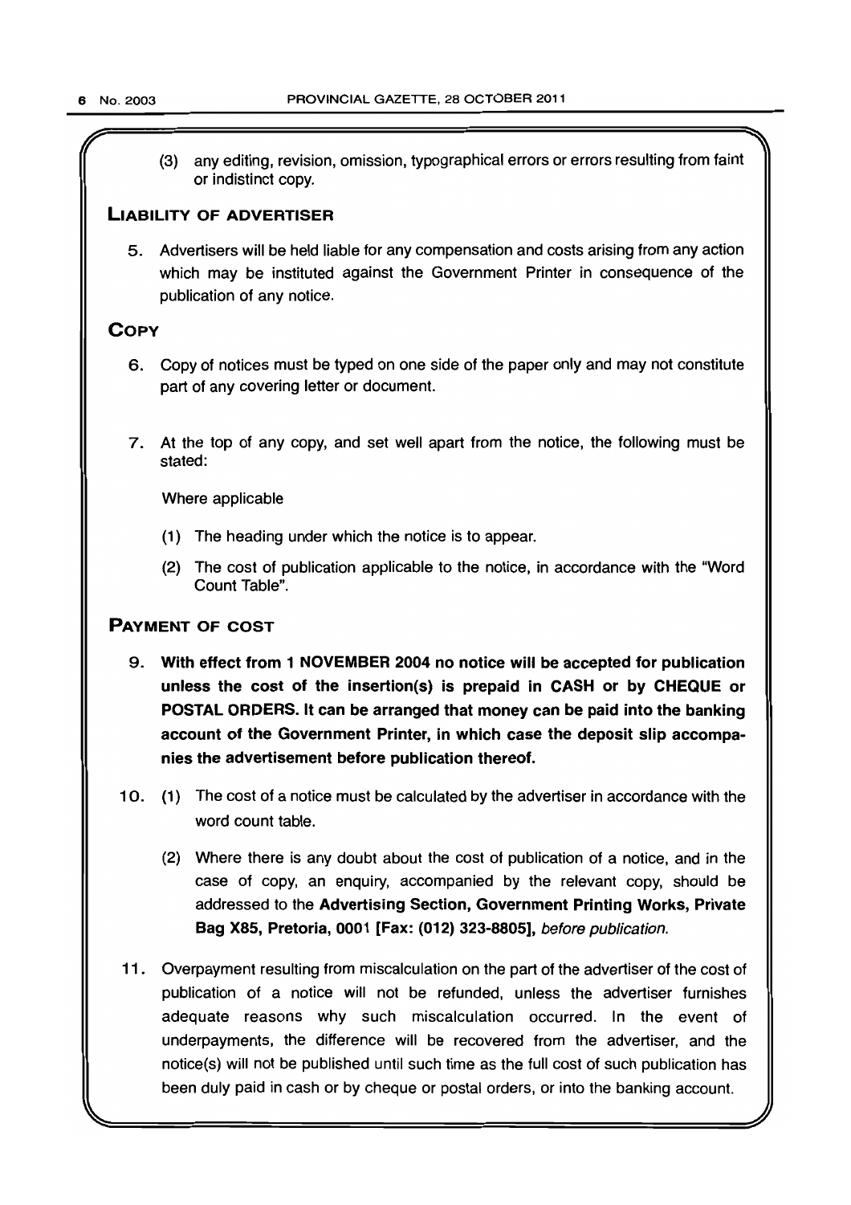(3) any editing, revision, omission, typographical errors or errors resulting from faint or indistinct copy.

## LIABILITY OF ADVERTISER

5. Advertisers will be held liable for any compensation and costs arising from any action which may be instituted against the Government Printer in consequence of the publication of any notice.

## COPY

6. Copy of notices must be typed on one side of the paper only and may not constitute part of any covering letter or document.

7. At the top of any copy, and set well apart from the notice, the following must be stated:

   Where applicable

   (1) The heading under which the notice is to appear.

   (2) The cost of publication applicable to the notice, in accordance with the "Word Count Table".

## PAYMENT OF COST

9. **With effect from 1 NOVEMBER 2004 no notice will be accepted for publication unless the cost of the insertion(s) is prepaid in CASH or by CHEQUE or POSTAL ORDERS. It can be arranged that money can be paid into the banking account of the Government Printer, in which case the deposit slip accompanies the advertisement before publication thereof.**

10. (1) The cost of a notice must be calculated by the advertiser in accordance with the word count table.

    (2) Where there is any doubt about the cost of publication of a notice, and in the case of copy, an enquiry, accompanied by the relevant copy, should be addressed to the **Advertising Section, Government Printing Works, Private Bag X85, Pretoria, 0001 [Fax: (012) 323-8805]**, *before publication*.

11. Overpayment resulting from miscalculation on the part of the advertiser of the cost of publication of a notice will not be refunded, unless the advertiser furnishes adequate reasons why such miscalculation occurred. In the event of underpayments, the difference will be recovered from the advertiser, and the notice(s) will not be published until such time as the full cost of such publication has been duly paid in cash or by cheque or postal orders, or into the banking account.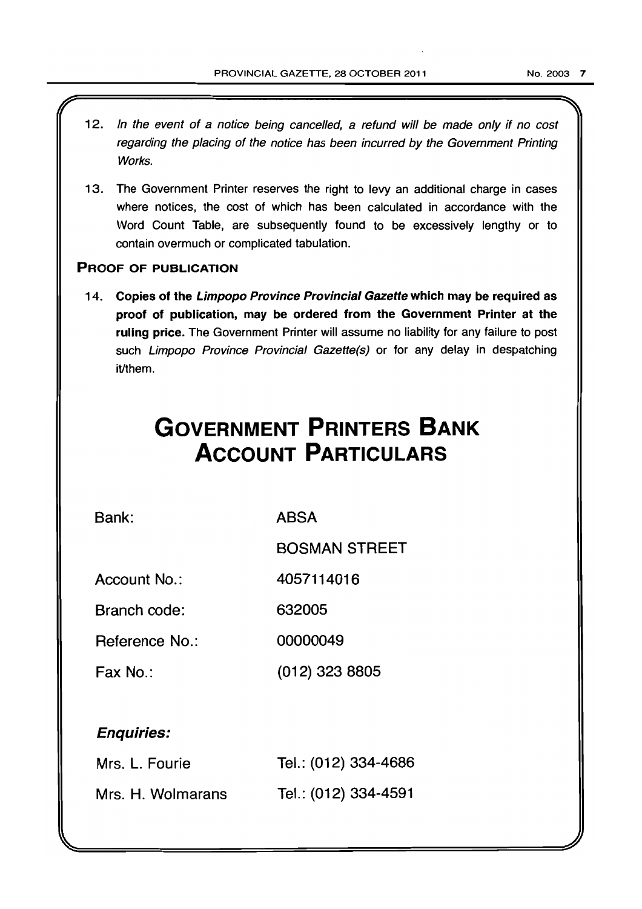12. *In the event of a notice being cancelled, a refund will be made only if no cost regarding the placing of the notice has been incurred by the Government Printing Works.*

13. The Government Printer reserves the right to levy an additional charge in cases where notices, the cost of which has been calculated in accordance with the Word Count Table, are subsequently found to be excessively lengthy or to contain overmuch or complicated tabulation.

## PROOF OF PUBLICATION

14. **Copies of the *Limpopo Province Provincial Gazette* which may be required as proof of publication, may be ordered from the Government Printer at the ruling price.** The Government Printer will assume no liability for any failure to post such *Limpopo Province Provincial Gazette(s)* or for any delay in despatching it/them.

# GOVERNMENT PRINTERS BANK ACCOUNT PARTICULARS

| | |
|---|---|
| Bank: | ABSA |
| | BOSMAN STREET |
| Account No.: | 4057114016 |
| Branch code: | 632005 |
| Reference No.: | 00000049 |
| Fax No.: | (012) 323 8805 |

***Enquiries:***

| | |
|---|---|
| Mrs. L. Fourie | Tel.: (012) 334-4686 |
| Mrs. H. Wolmarans | Tel.: (012) 334-4591 |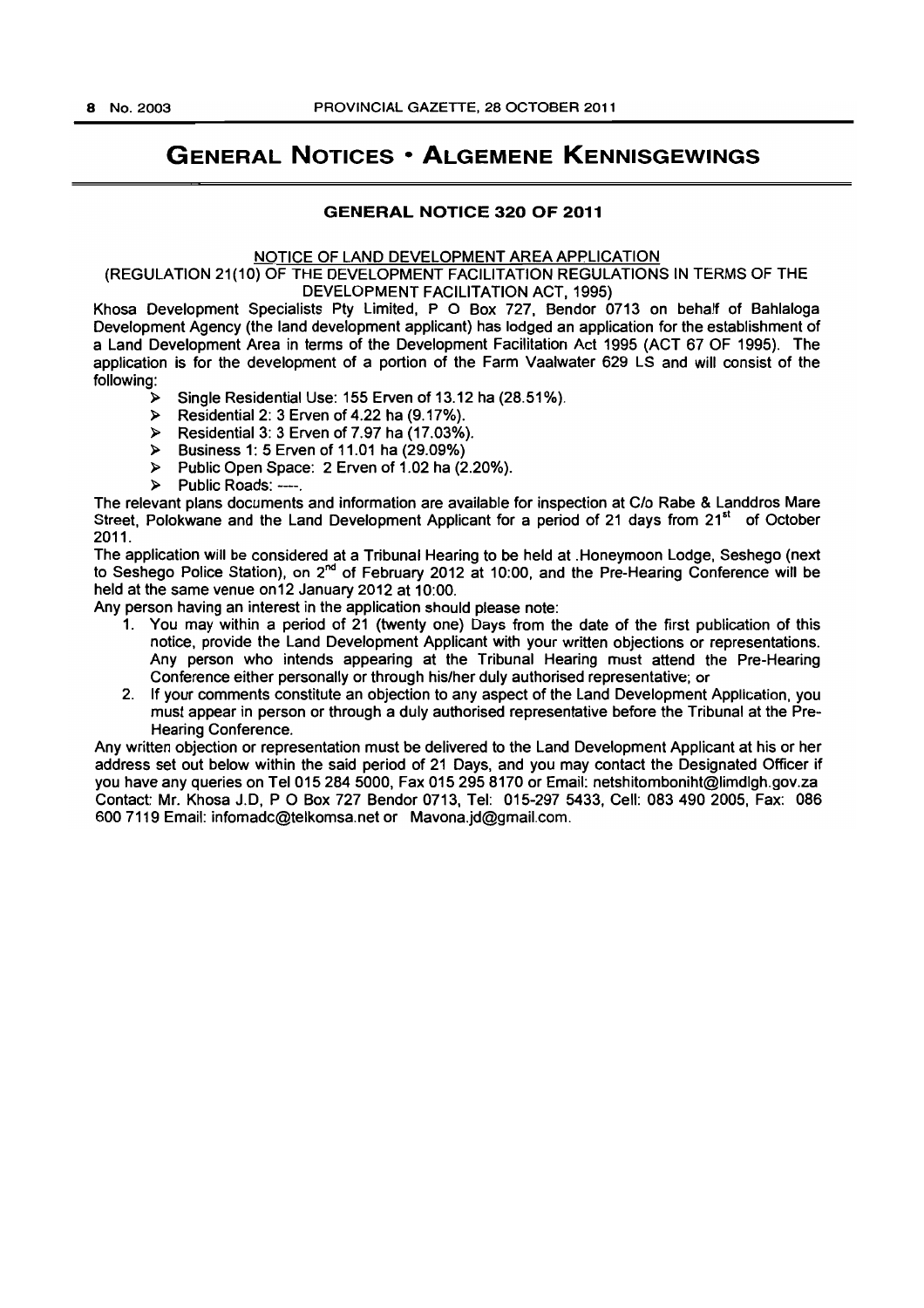# GENERAL NOTICES • ALGEMENE KENNISGEWINGS

## GENERAL NOTICE 320 OF 2011

NOTICE OF LAND DEVELOPMENT AREA APPLICATION

(REGULATION 21(10) OF THE DEVELOPMENT FACILITATION REGULATIONS IN TERMS OF THE DEVELOPMENT FACILITATION ACT, 1995)

Khosa Development Specialists Pty Limited, P O Box 727, Bendor 0713 on behalf of Bahlaloga Development Agency (the land development applicant) has lodged an application for the establishment of a Land Development Area in terms of the Development Facilitation Act 1995 (ACT 67 OF 1995). The application is for the development of a portion of the Farm Vaalwater 629 LS and will consist of the following:

- Single Residential Use: 155 Erven of 13.12 ha (28.51%).
- Residential 2: 3 Erven of 4.22 ha (9.17%).
- Residential 3: 3 Erven of 7.97 ha (17.03%).
- Business 1: 5 Erven of 11.01 ha (29.09%)
- Public Open Space: 2 Erven of 1.02 ha (2.20%).
- Public Roads: ----.

The relevant plans documents and information are available for inspection at C/o Rabe & Landdros Mare Street, Polokwane and the Land Development Applicant for a period of 21 days from 21st of October 2011.

The application will be considered at a Tribunal Hearing to be held at .Honeymoon Lodge, Seshego (next to Seshego Police Station), on 2nd of February 2012 at 10:00, and the Pre-Hearing Conference will be held at the same venue on12 January 2012 at 10:00.

Any person having an interest in the application should please note:

1. You may within a period of 21 (twenty one) Days from the date of the first publication of this notice, provide the Land Development Applicant with your written objections or representations. Any person who intends appearing at the Tribunal Hearing must attend the Pre-Hearing Conference either personally or through his/her duly authorised representative; or
2. If your comments constitute an objection to any aspect of the Land Development Application, you must appear in person or through a duly authorised representative before the Tribunal at the Pre-Hearing Conference.

Any written objection or representation must be delivered to the Land Development Applicant at his or her address set out below within the said period of 21 Days, and you may contact the Designated Officer if you have any queries on Tel 015 284 5000, Fax 015 295 8170 or Email: netshitomboniht@limdlgh.gov.za Contact: Mr. Khosa J.D, P O Box 727 Bendor 0713, Tel: 015-297 5433, Cell: 083 490 2005, Fax: 086 600 7119 Email: infomadc@telkomsa.net or Mavona.jd@gmail.com.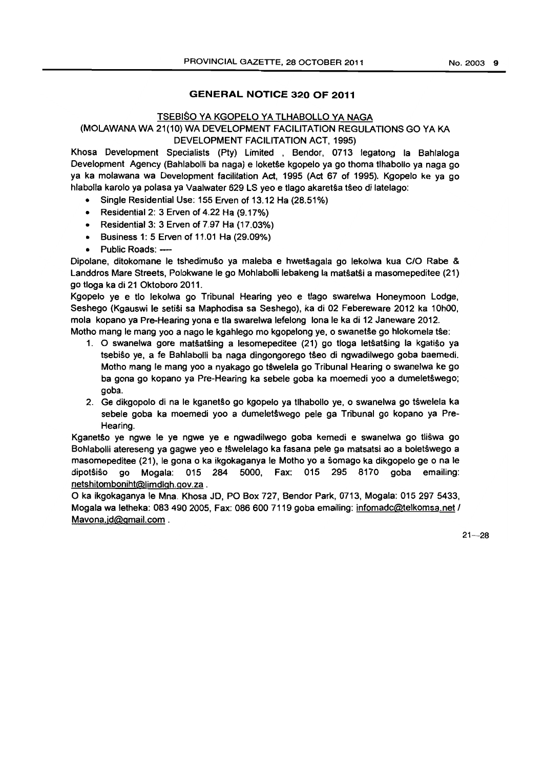## GENERAL NOTICE 320 OF 2011

### TSEBIŠO YA KGOPELO YA TLHABOLLO YA NAGA

### (MOLAWANA WA 21(10) WA DEVELOPMENT FACILITATION REGULATIONS GO YA KA DEVELOPMENT FACILITATION ACT, 1995)

Khosa Development Specialists (Pty) Limited , Bendor, 0713 legatong la Bahlaloga Development Agency (Bahlabolli ba naga) e loketše kgopelo ya go thoma tlhabollo ya naga go ya ka molawana wa Development facilitation Act, 1995 (Act 67 of 1995). Kgopelo ke ya go hlabolla karolo ya polasa ya Vaalwater 629 LS yeo e tlago akaretša tšeo di latelago:

- Single Residential Use: 155 Erven of 13.12 Ha (28.51%)
- Residential 2: 3 Erven of 4.22 Ha (9.17%)
- Residential 3: 3 Erven of 7.97 Ha (17.03%)
- Business 1: 5 Erven of 11.01 Ha (29.09%)
- Public Roads: ---

Dipolane, ditokomane le tshedimušo ya maleba e hwetšagala go lekolwa kua C/O Rabe & Landdros Mare Streets, Polokwane le go Mohlabolli lebakeng la matšatši a masomepeditee (21) go tloga ka di 21 Oktoboro 2011.

Kgopelo ye e tlo lekolwa go Tribunal Hearing yeo e tlago swarelwa Honeymoon Lodge, Seshego (Kgauswi le setiši sa Maphodisa sa Seshego), ka di 02 Febereware 2012 ka 10h00, mola kopano ya Pre-Hearing yona e tla swarelwa lefelong lona le ka di 12 Janeware 2012.

Motho mang le mang yoo a nago le kgahlego mo kgopelong ye, o swanetše go hlokomela tše:

1. O swanelwa gore matšatšing a lesomepeditee (21) go tloga letšatšing la kgatišo ya tsebišo ye, a fe Bahlabolli ba naga dingongorego tšeo di ngwadilwego goba baemedi. Motho mang le mang yoo a nyakago go tšwelela go Tribunal Hearing o swanelwa ke go ba gona go kopano ya Pre-Hearing ka sebele goba ka moemedi yoo a dumeletšwego; goba.
2. Ge dikgopolo di na le kganetšo go kgopelo ya tlhabollo ye, o swanelwa go tšwelela ka sebele goba ka moemedi yoo a dumeletšwego pele ga Tribunal go kopano ya Pre-Hearing.

Kganetšo ye ngwe le ye ngwe ye e ngwadilwego goba kemedi e swanelwa go tlišwa go Bohlabolli atereseng ya gagwe yeo e tšwelelago ka fasana pele ga matsatsi ao a boletšwego a masomepeditee (21), le gona o ka ikgokaganya le Motho yo a šomago ka dikgopelo ge o na le dipotšišo go Mogala: 015 284 5000, Fax: 015 295 8170 goba emailing: netshitomboniht@limdlgh.gov.za .

O ka ikgokaganya le Mna. Khosa JD, PO Box 727, Bendor Park, 0713, Mogala: 015 297 5433, Mogala wa letheka: 083 490 2005, Fax: 086 600 7119 goba emailing: infomadc@telkomsa.net / Mavona.jd@gmail.com .

21—28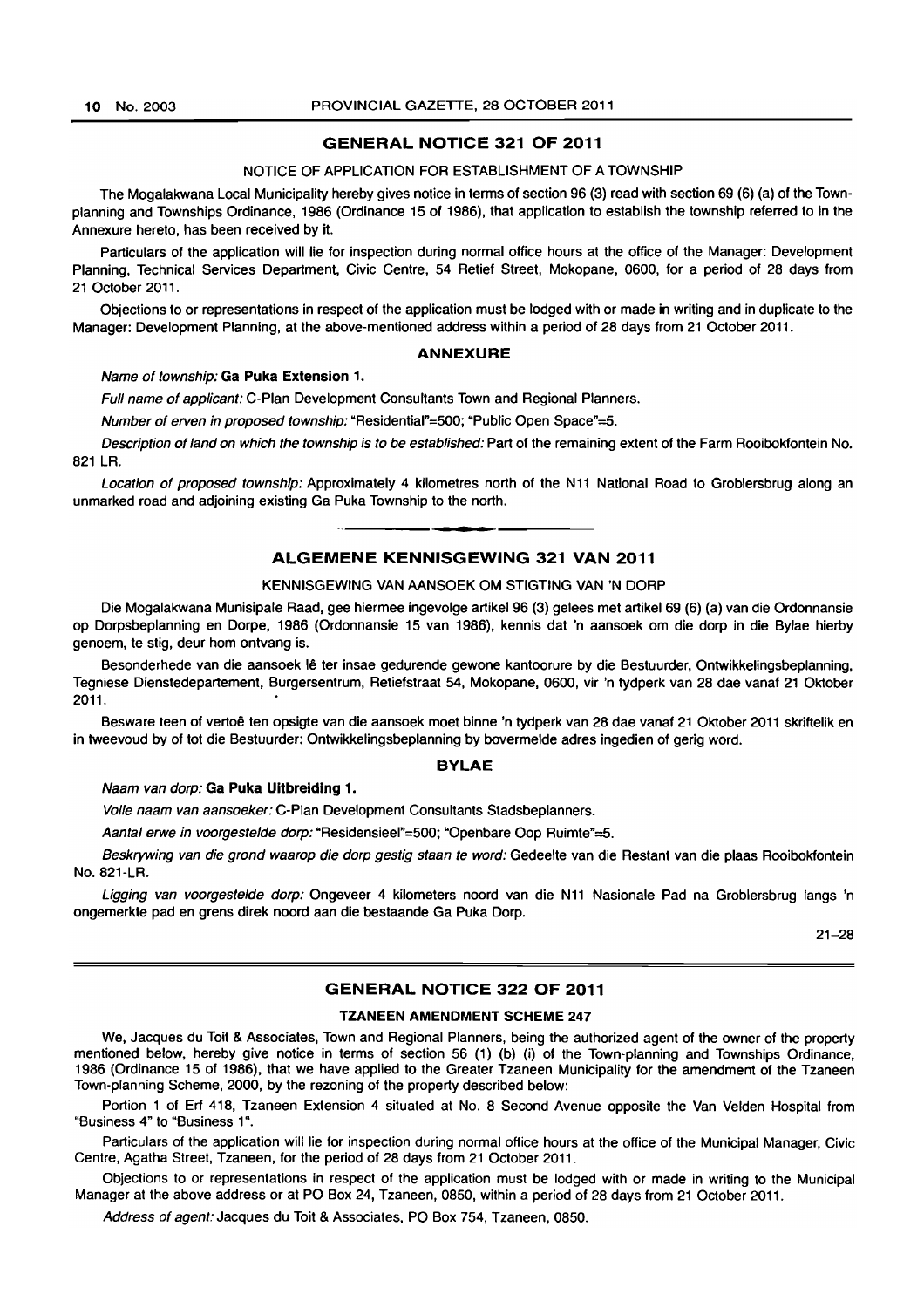## GENERAL NOTICE 321 OF 2011

NOTICE OF APPLICATION FOR ESTABLISHMENT OF A TOWNSHIP

The Mogalakwana Local Municipality hereby gives notice in terms of section 96 (3) read with section 69 (6) (a) of the Town-planning and Townships Ordinance, 1986 (Ordinance 15 of 1986), that application to establish the township referred to in the Annexure hereto, has been received by it.

Particulars of the application will lie for inspection during normal office hours at the office of the Manager: Development Planning, Technical Services Department, Civic Centre, 54 Retief Street, Mokopane, 0600, for a period of 28 days from 21 October 2011.

Objections to or representations in respect of the application must be lodged with or made in writing and in duplicate to the Manager: Development Planning, at the above-mentioned address within a period of 28 days from 21 October 2011.

### ANNEXURE

*Name of township:* **Ga Puka Extension 1.**

*Full name of applicant:* C-Plan Development Consultants Town and Regional Planners.

*Number of erven in proposed township:* "Residential"=500; "Public Open Space"=5.

*Description of land on which the township is to be established:* Part of the remaining extent of the Farm Rooibokfontein No. 821 LR.

*Location of proposed township:* Approximately 4 kilometres north of the N11 National Road to Groblersbrug along an unmarked road and adjoining existing Ga Puka Township to the north.

---

## ALGEMENE KENNISGEWING 321 VAN 2011

KENNISGEWING VAN AANSOEK OM STIGTING VAN 'N DORP

Die Mogalakwana Munisipale Raad, gee hiermee ingevolge artikel 96 (3) gelees met artikel 69 (6) (a) van die Ordonnansie op Dorpsbeplanning en Dorpe, 1986 (Ordonnansie 15 van 1986), kennis dat 'n aansoek om die dorp in die Bylae hierby genoem, te stig, deur hom ontvang is.

Besonderhede van die aansoek lê ter insae gedurende gewone kantoorure by die Bestuurder, Ontwikkelingsbeplanning, Tegniese Dienstedepartement, Burgersentrum, Retiefstraat 54, Mokopane, 0600, vir 'n tydperk van 28 dae vanaf 21 Oktober 2011.

Besware teen of vertoë ten opsigte van die aansoek moet binne 'n tydperk van 28 dae vanaf 21 Oktober 2011 skriftelik en in tweevoud by of tot die Bestuurder: Ontwikkelingsbeplanning by bovermelde adres ingedien of gerig word.

### BYLAE

*Naam van dorp:* **Ga Puka Uitbreiding 1.**

*Volle naam van aansoeker:* C-Plan Development Consultants Stadsbeplanners.

*Aantal erwe in voorgestelde dorp:* "Residensieel"=500; "Openbare Oop Ruimte"=5.

*Beskrywing van die grond waarop die dorp gestig staan te word:* Gedeelte van die Restant van die plaas Rooibokfontein No. 821-LR.

*Ligging van voorgestelde dorp:* Ongeveer 4 kilometers noord van die N11 Nasionale Pad na Groblersbrug langs 'n ongemerkte pad en grens direk noord aan die bestaande Ga Puka Dorp.

21–28

---

## GENERAL NOTICE 322 OF 2011

### TZANEEN AMENDMENT SCHEME 247

We, Jacques du Toit & Associates, Town and Regional Planners, being the authorized agent of the owner of the property mentioned below, hereby give notice in terms of section 56 (1) (b) (i) of the Town-planning and Townships Ordinance, 1986 (Ordinance 15 of 1986), that we have applied to the Greater Tzaneen Municipality for the amendment of the Tzaneen Town-planning Scheme, 2000, by the rezoning of the property described below:

Portion 1 of Erf 418, Tzaneen Extension 4 situated at No. 8 Second Avenue opposite the Van Velden Hospital from "Business 4" to "Business 1".

Particulars of the application will lie for inspection during normal office hours at the office of the Municipal Manager, Civic Centre, Agatha Street, Tzaneen, for the period of 28 days from 21 October 2011.

Objections to or representations in respect of the application must be lodged with or made in writing to the Municipal Manager at the above address or at PO Box 24, Tzaneen, 0850, within a period of 28 days from 21 October 2011.

*Address of agent:* Jacques du Toit & Associates, PO Box 754, Tzaneen, 0850.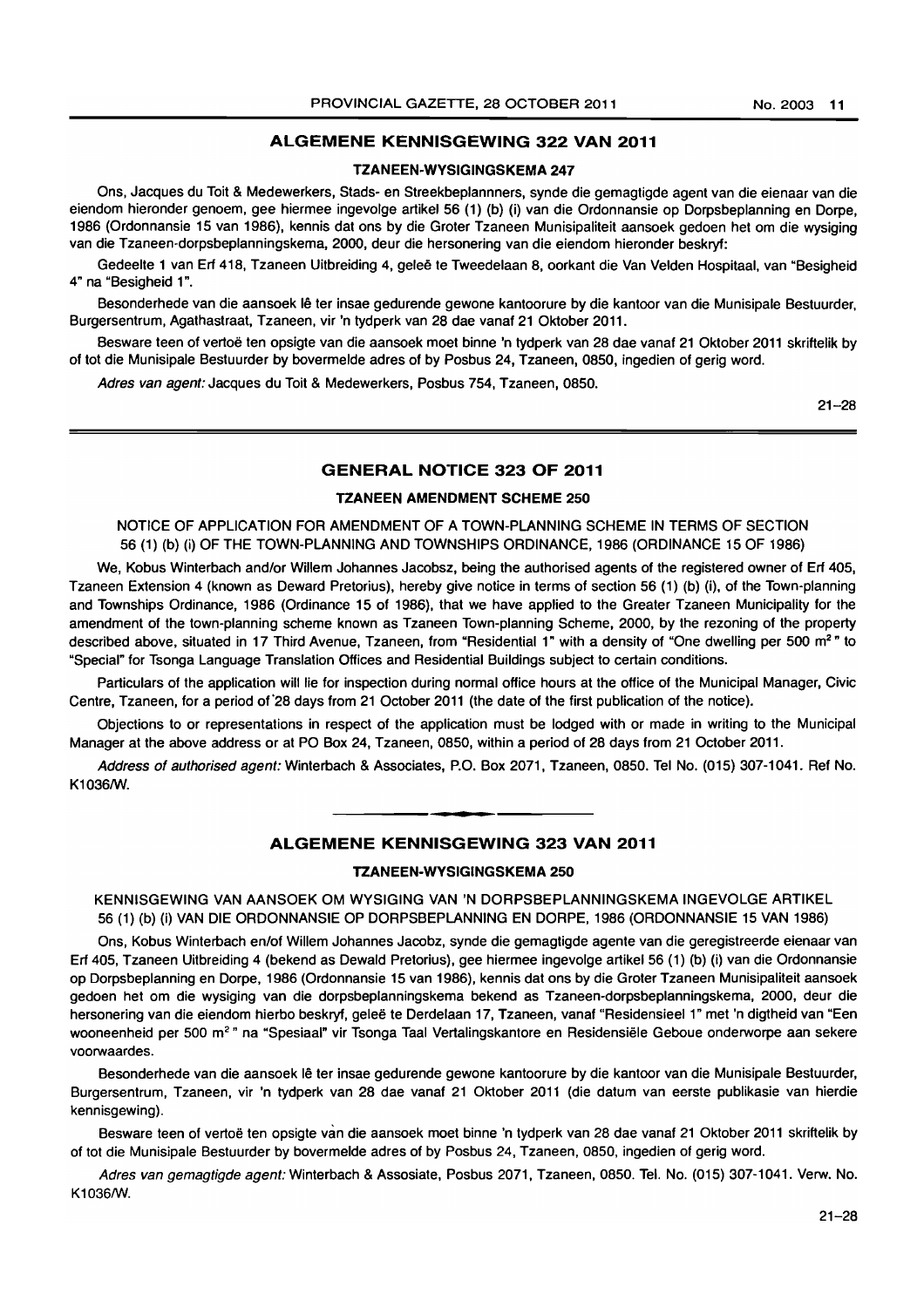## ALGEMENE KENNISGEWING 322 VAN 2011

### TZANEEN-WYSIGINGSKEMA 247

Ons, Jacques du Toit & Medewerkers, Stads- en Streekbeplannners, synde die gemagtigde agent van die eienaar van die eiendom hieronder genoem, gee hiermee ingevolge artikel 56 (1) (b) (i) van die Ordonnansie op Dorpsbeplanning en Dorpe, 1986 (Ordonnansie 15 van 1986), kennis dat ons by die Groter Tzaneen Munisipaliteit aansoek gedoen het om die wysiging van die Tzaneen-dorpsbeplanningskema, 2000, deur die hersonering van die eiendom hieronder beskryf:

Gedeelte 1 van Erf 418, Tzaneen Uitbreiding 4, geleë te Tweedelaan 8, oorkant die Van Velden Hospitaal, van "Besigheid 4" na "Besigheid 1".

Besonderhede van die aansoek lê ter insae gedurende gewone kantoorure by die kantoor van die Munisipale Bestuurder, Burgersentrum, Agathastraat, Tzaneen, vir 'n tydperk van 28 dae vanaf 21 Oktober 2011.

Besware teen of vertoë ten opsigte van die aansoek moet binne 'n tydperk van 28 dae vanaf 21 Oktober 2011 skriftelik by of tot die Munisipale Bestuurder by bovermelde adres of by Posbus 24, Tzaneen, 0850, ingedien of gerig word.

*Adres van agent:* Jacques du Toit & Medewerkers, Posbus 754, Tzaneen, 0850.

21–28

## GENERAL NOTICE 323 OF 2011

### TZANEEN AMENDMENT SCHEME 250

NOTICE OF APPLICATION FOR AMENDMENT OF A TOWN-PLANNING SCHEME IN TERMS OF SECTION 56 (1) (b) (i) OF THE TOWN-PLANNING AND TOWNSHIPS ORDINANCE, 1986 (ORDINANCE 15 OF 1986)

We, Kobus Winterbach and/or Willem Johannes Jacobsz, being the authorised agents of the registered owner of Erf 405, Tzaneen Extension 4 (known as Deward Pretorius), hereby give notice in terms of section 56 (1) (b) (i), of the Town-planning and Townships Ordinance, 1986 (Ordinance 15 of 1986), that we have applied to the Greater Tzaneen Municipality for the amendment of the town-planning scheme known as Tzaneen Town-planning Scheme, 2000, by the rezoning of the property described above, situated in 17 Third Avenue, Tzaneen, from "Residential 1" with a density of "One dwelling per 500 m²" to "Special" for Tsonga Language Translation Offices and Residential Buildings subject to certain conditions.

Particulars of the application will lie for inspection during normal office hours at the office of the Municipal Manager, Civic Centre, Tzaneen, for a period of 28 days from 21 October 2011 (the date of the first publication of the notice).

Objections to or representations in respect of the application must be lodged with or made in writing to the Municipal Manager at the above address or at PO Box 24, Tzaneen, 0850, within a period of 28 days from 21 October 2011.

*Address of authorised agent:* Winterbach & Associates, P.O. Box 2071, Tzaneen, 0850. Tel No. (015) 307-1041. Ref No. K1036/W.

---

## ALGEMENE KENNISGEWING 323 VAN 2011

### TZANEEN-WYSIGINGSKEMA 250

KENNISGEWING VAN AANSOEK OM WYSIGING VAN 'N DORPSBEPLANNINGSKEMA INGEVOLGE ARTIKEL 56 (1) (b) (i) VAN DIE ORDONNANSIE OP DORPSBEPLANNING EN DORPE, 1986 (ORDONNANSIE 15 VAN 1986)

Ons, Kobus Winterbach en/of Willem Johannes Jacobz, synde die gemagtigde agente van die geregistreerde eienaar van Erf 405, Tzaneen Uitbreiding 4 (bekend as Dewald Pretorius), gee hiermee ingevolge artikel 56 (1) (b) (i) van die Ordonnansie op Dorpsbeplanning en Dorpe, 1986 (Ordonnansie 15 van 1986), kennis dat ons by die Groter Tzaneen Munisipaliteit aansoek gedoen het om die wysiging van die dorpsbeplanningskema bekend as Tzaneen-dorpsbeplanningskema, 2000, deur die hersonering van die eiendom hierbo beskryf, geleë te Derdelaan 17, Tzaneen, vanaf "Residensieel 1" met 'n digtheid van "Een wooneenheid per 500 m²" na "Spesiaal" vir Tsonga Taal Vertalingskantore en Residensiële Geboue onderworpe aan sekere voorwaardes.

Besonderhede van die aansoek lê ter insae gedurende gewone kantoorure by die kantoor van die Munisipale Bestuurder, Burgersentrum, Tzaneen, vir 'n tydperk van 28 dae vanaf 21 Oktober 2011 (die datum van eerste publikasie van hierdie kennisgewing).

Besware teen of vertoë ten opsigte van die aansoek moet binne 'n tydperk van 28 dae vanaf 21 Oktober 2011 skriftelik by of tot die Munisipale Bestuurder by bovermelde adres of by Posbus 24, Tzaneen, 0850, ingedien of gerig word.

*Adres van gemagtigde agent:* Winterbach & Assosiate, Posbus 2071, Tzaneen, 0850. Tel. No. (015) 307-1041. Verw. No. K1036/W.

21–28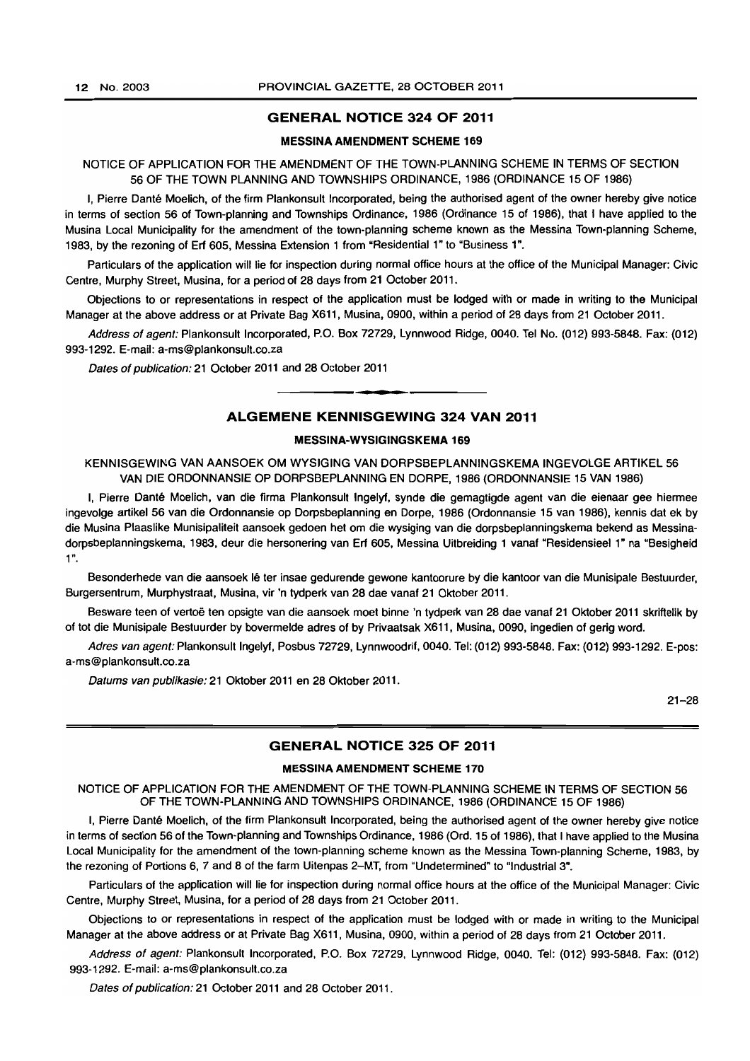## GENERAL NOTICE 324 OF 2011

### MESSINA AMENDMENT SCHEME 169

NOTICE OF APPLICATION FOR THE AMENDMENT OF THE TOWN-PLANNING SCHEME IN TERMS OF SECTION 56 OF THE TOWN PLANNING AND TOWNSHIPS ORDINANCE, 1986 (ORDINANCE 15 OF 1986)

I, Pierre Danté Moelich, of the firm Plankonsult Incorporated, being the authorised agent of the owner hereby give notice in terms of section 56 of Town-planning and Townships Ordinance, 1986 (Ordinance 15 of 1986), that I have applied to the Musina Local Municipality for the amendment of the town-planning scheme known as the Messina Town-planning Scheme, 1983, by the rezoning of Erf 605, Messina Extension 1 from "Residential 1" to "Business 1".

Particulars of the application will lie for inspection during normal office hours at the office of the Municipal Manager: Civic Centre, Murphy Street, Musina, for a period of 28 days from 21 October 2011.

Objections to or representations in respect of the application must be lodged with or made in writing to the Municipal Manager at the above address or at Private Bag X611, Musina, 0900, within a period of 28 days from 21 October 2011.

*Address of agent:* Plankonsult Incorporated, P.O. Box 72729, Lynnwood Ridge, 0040. Tel No. (012) 993-5848. Fax: (012) 993-1292. E-mail: a-ms@plankonsult.co.za

*Dates of publication:* 21 October 2011 and 28 October 2011

---

## ALGEMENE KENNISGEWING 324 VAN 2011

### MESSINA-WYSIGINGSKEMA 169

KENNISGEWING VAN AANSOEK OM WYSIGING VAN DORPSBEPLANNINGSKEMA INGEVOLGE ARTIKEL 56 VAN DIE ORDONNANSIE OP DORPSBEPLANNING EN DORPE, 1986 (ORDONNANSIE 15 VAN 1986)

I, Pierre Danté Moelich, van die firma Plankonsult Ingelyf, synde die gemagtigde agent van die eienaar gee hiermee ingevolge artikel 56 van die Ordonnansie op Dorpsbeplanning en Dorpe, 1986 (Ordonnansie 15 van 1986), kennis dat ek by die Musina Plaaslike Munisipaliteit aansoek gedoen het om die wysiging van die dorpsbeplanningskema bekend as Messina-dorpsbeplanningskema, 1983, deur die hersonering van Erf 605, Messina Uitbreiding 1 vanaf "Residensieel 1" na "Besigheid 1".

Besonderhede van die aansoek lê ter insae gedurende gewone kantoorure by die kantoor van die Munisipale Bestuurder, Burgersentrum, Murphystraat, Musina, vir 'n tydperk van 28 dae vanaf 21 Oktober 2011.

Besware teen of vertoë ten opsigte van die aansoek moet binne 'n tydperk van 28 dae vanaf 21 Oktober 2011 skriftelik by of tot die Munisipale Bestuurder by bovermelde adres of by Privaatsak X611, Musina, 0090, ingedien of gerig word.

*Adres van agent:* Plankonsult Ingelyf, Posbus 72729, Lynnwoodrif, 0040. Tel: (012) 993-5848. Fax: (012) 993-1292. E-pos: a-ms@plankonsult.co.za

*Datums van publikasie:* 21 Oktober 2011 en 28 Oktober 2011.

21–28

---

## GENERAL NOTICE 325 OF 2011

### MESSINA AMENDMENT SCHEME 170

NOTICE OF APPLICATION FOR THE AMENDMENT OF THE TOWN-PLANNING SCHEME IN TERMS OF SECTION 56 OF THE TOWN-PLANNING AND TOWNSHIPS ORDINANCE, 1986 (ORDINANCE 15 OF 1986)

I, Pierre Danté Moelich, of the firm Plankonsult Incorporated, being the authorised agent of the owner hereby give notice in terms of section 56 of the Town-planning and Townships Ordinance, 1986 (Ord. 15 of 1986), that I have applied to the Musina Local Municipality for the amendment of the town-planning scheme known as the Messina Town-planning Scheme, 1983, by the rezoning of Portions 6, 7 and 8 of the farm Uitenpas 2–MT, from "Undetermined" to "Industrial 3".

Particulars of the application will lie for inspection during normal office hours at the office of the Municipal Manager: Civic Centre, Murphy Street, Musina, for a period of 28 days from 21 October 2011.

Objections to or representations in respect of the application must be lodged with or made in writing to the Municipal Manager at the above address or at Private Bag X611, Musina, 0900, within a period of 28 days from 21 October 2011.

*Address of agent:* Plankonsult Incorporated, P.O. Box 72729, Lynnwood Ridge, 0040. Tel: (012) 993-5848. Fax: (012) 993-1292. E-mail: a-ms@plankonsult.co.za

*Dates of publication:* 21 October 2011 and 28 October 2011.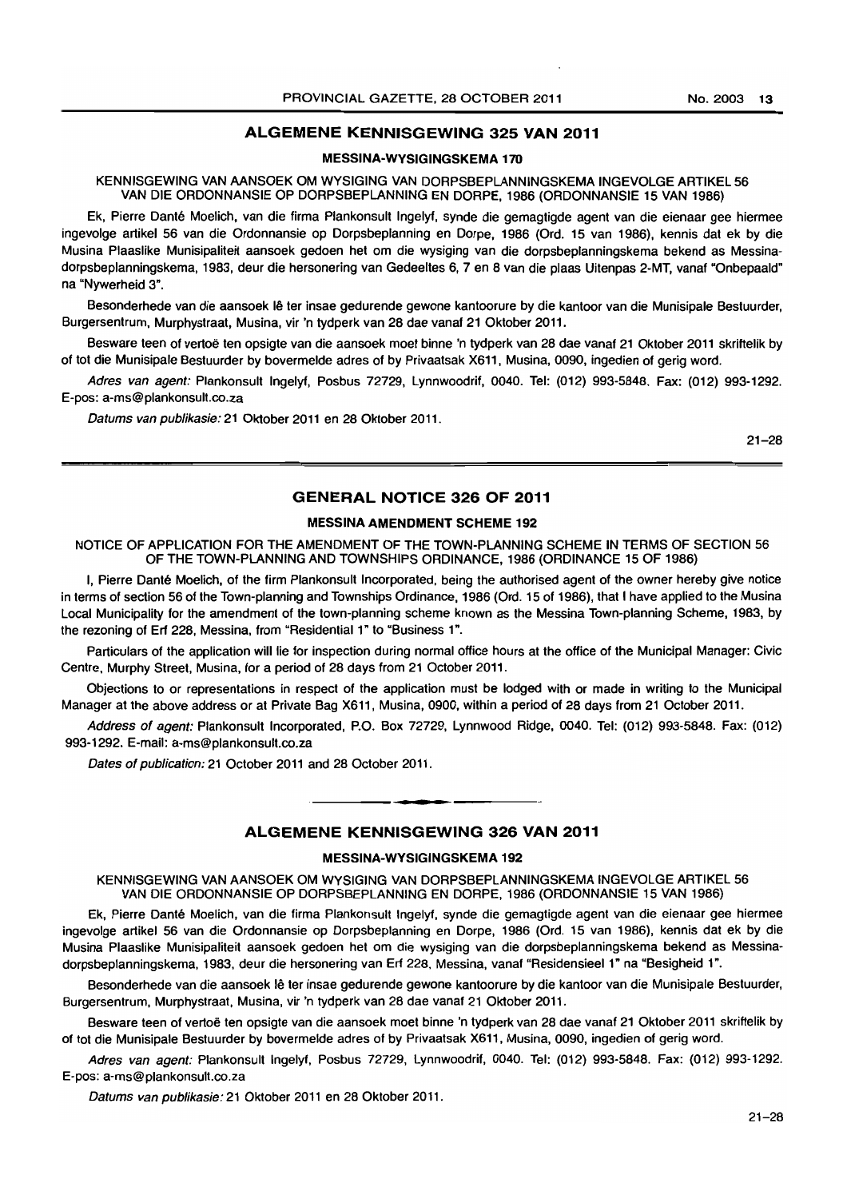## ALGEMENE KENNISGEWING 325 VAN 2011

### MESSINA-WYSIGINGSKEMA 170

KENNISGEWING VAN AANSOEK OM WYSIGING VAN DORPSBEPLANNINGSKEMA INGEVOLGE ARTIKEL 56 VAN DIE ORDONNANSIE OP DORPSBEPLANNING EN DORPE, 1986 (ORDONNANSIE 15 VAN 1986)

Ek, Pierre Danté Moelich, van die firma Plankonsult Ingelyf, synde die gemagtigde agent van die eienaar gee hiermee ingevolge artikel 56 van die Ordonnansie op Dorpsbeplanning en Dorpe, 1986 (Ord. 15 van 1986), kennis dat ek by die Musina Plaaslike Munisipaliteit aansoek gedoen het om die wysiging van die dorpsbeplanningskema bekend as Messina-dorpsbeplanningskema, 1983, deur die hersonering van Gedeeltes 6, 7 en 8 van die plaas Uitenpas 2-MT, vanaf "Onbepaald" na "Nywerheid 3".

Besonderhede van die aansoek lê ter insae gedurende gewone kantoorure by die kantoor van die Munisipale Bestuurder, Burgersentrum, Murphystraat, Musina, vir 'n tydperk van 28 dae vanaf 21 Oktober 2011.

Besware teen of vertoë ten opsigte van die aansoek moet binne 'n tydperk van 28 dae vanaf 21 Oktober 2011 skriftelik by of tot die Munisipale Bestuurder by bovermelde adres of by Privaatsak X611, Musina, 0090, ingedien of gerig word.

*Adres van agent:* Plankonsult Ingelyf, Posbus 72729, Lynnwoodrif, 0040. Tel: (012) 993-5848. Fax: (012) 993-1292. E-pos: a-ms@plankonsult.co.za

*Datums van publikasie:* 21 Oktober 2011 en 28 Oktober 2011.

21–28

## GENERAL NOTICE 326 OF 2011

### MESSINA AMENDMENT SCHEME 192

NOTICE OF APPLICATION FOR THE AMENDMENT OF THE TOWN-PLANNING SCHEME IN TERMS OF SECTION 56 OF THE TOWN-PLANNING AND TOWNSHIPS ORDINANCE, 1986 (ORDINANCE 15 OF 1986)

I, Pierre Danté Moelich, of the firm Plankonsult Incorporated, being the authorised agent of the owner hereby give notice in terms of section 56 of the Town-planning and Townships Ordinance, 1986 (Ord. 15 of 1986), that I have applied to the Musina Local Municipality for the amendment of the town-planning scheme known as the Messina Town-planning Scheme, 1983, by the rezoning of Erf 228, Messina, from "Residential 1" to "Business 1".

Particulars of the application will lie for inspection during normal office hours at the office of the Municipal Manager: Civic Centre, Murphy Street, Musina, for a period of 28 days from 21 October 2011.

Objections to or representations in respect of the application must be lodged with or made in writing to the Municipal Manager at the above address or at Private Bag X611, Musina, 0900, within a period of 28 days from 21 October 2011.

*Address of agent:* Plankonsult Incorporated, P.O. Box 72729, Lynnwood Ridge, 0040. Tel: (012) 993-5848. Fax: (012) 993-1292. E-mail: a-ms@plankonsult.co.za

*Dates of publication:* 21 October 2011 and 28 October 2011.

## ALGEMENE KENNISGEWING 326 VAN 2011

### MESSINA-WYSIGINGSKEMA 192

KENNISGEWING VAN AANSOEK OM WYSIGING VAN DORPSBEPLANNINGSKEMA INGEVOLGE ARTIKEL 56 VAN DIE ORDONNANSIE OP DORPSBEPLANNING EN DORPE, 1986 (ORDONNANSIE 15 VAN 1986)

Ek, Pierre Danté Moelich, van die firma Plankonsult Ingelyf, synde die gemagtigde agent van die eienaar gee hiermee ingevolge artikel 56 van die Ordonnansie op Dorpsbeplanning en Dorpe, 1986 (Ord. 15 van 1986), kennis dat ek by die Musina Plaaslike Munisipaliteit aansoek gedoen het om die wysiging van die dorpsbeplanningskema bekend as Messina-dorpsbeplanningskema, 1983, deur die hersonering van Erf 228, Messina, vanaf "Residensieel 1" na "Besigheid 1".

Besonderhede van die aansoek lê ter insae gedurende gewone kantoorure by die kantoor van die Munisipale Bestuurder, Burgersentrum, Murphystraat, Musina, vir 'n tydperk van 28 dae vanaf 21 Oktober 2011.

Besware teen of vertoë ten opsigte van die aansoek moet binne 'n tydperk van 28 dae vanaf 21 Oktober 2011 skriftelik by of tot die Munisipale Bestuurder by bovermelde adres of by Privaatsak X611, Musina, 0090, ingedien of gerig word.

*Adres van agent:* Plankonsult Ingelyf, Posbus 72729, Lynnwoodrif, 0040. Tel: (012) 993-5848. Fax: (012) 993-1292. E-pos: a-ms@plankonsult.co.za

*Datums van publikasie:* 21 Oktober 2011 en 28 Oktober 2011.

21–28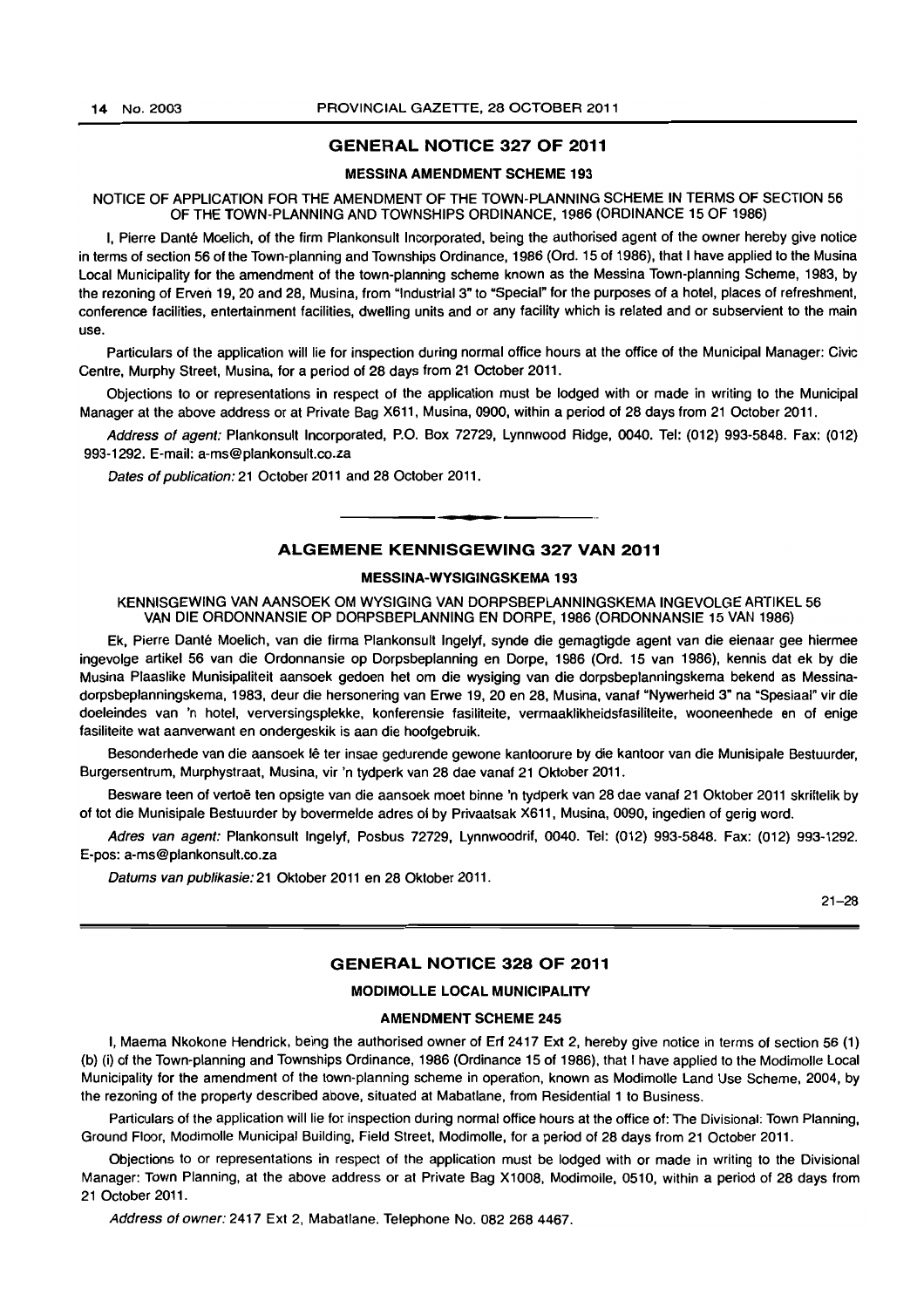## GENERAL NOTICE 327 OF 2011

### MESSINA AMENDMENT SCHEME 193

NOTICE OF APPLICATION FOR THE AMENDMENT OF THE TOWN-PLANNING SCHEME IN TERMS OF SECTION 56 OF THE TOWN-PLANNING AND TOWNSHIPS ORDINANCE, 1986 (ORDINANCE 15 OF 1986)

I, Pierre Danté Moelich, of the firm Plankonsult Incorporated, being the authorised agent of the owner hereby give notice in terms of section 56 of the Town-planning and Townships Ordinance, 1986 (Ord. 15 of 1986), that I have applied to the Musina Local Municipality for the amendment of the town-planning scheme known as the Messina Town-planning Scheme, 1983, by the rezoning of Erven 19, 20 and 28, Musina, from "Industrial 3" to "Special" for the purposes of a hotel, places of refreshment, conference facilities, entertainment facilities, dwelling units and or any facility which is related and or subservient to the main use.

Particulars of the application will lie for inspection during normal office hours at the office of the Municipal Manager: Civic Centre, Murphy Street, Musina, for a period of 28 days from 21 October 2011.

Objections to or representations in respect of the application must be lodged with or made in writing to the Municipal Manager at the above address or at Private Bag X611, Musina, 0900, within a period of 28 days from 21 October 2011.

*Address of agent:* Plankonsult Incorporated, P.O. Box 72729, Lynnwood Ridge, 0040. Tel: (012) 993-5848. Fax: (012) 993-1292. E-mail: a-ms@plankonsult.co.za

*Dates of publication:* 21 October 2011 and 28 October 2011.

---

## ALGEMENE KENNISGEWING 327 VAN 2011

### MESSINA-WYSIGINGSKEMA 193

KENNISGEWING VAN AANSOEK OM WYSIGING VAN DORPSBEPLANNINGSKEMA INGEVOLGE ARTIKEL 56 VAN DIE ORDONNANSIE OP DORPSBEPLANNING EN DORPE, 1986 (ORDONNANSIE 15 VAN 1986)

Ek, Pierre Danté Moelich, van die firma Plankonsult Ingelyf, synde die gemagtigde agent van die eienaar gee hiermee ingevolge artikel 56 van die Ordonnansie op Dorpsbeplanning en Dorpe, 1986 (Ord. 15 van 1986), kennis dat ek by die Musina Plaaslike Munisipaliteit aansoek gedoen het om die wysiging van die dorpsbeplanningskema bekend as Messina-dorpsbeplanningskema, 1983, deur die hersonering van Erwe 19, 20 en 28, Musina, vanaf "Nywerheid 3" na "Spesiaal" vir die doeleindes van 'n hotel, verversingsplekke, konferensie fasiliteite, vermaaklikheidsfasiliteite, wooneenhede en of enige fasiliteite wat aanverwant en ondergeskik is aan die hoofgebruik.

Besonderhede van die aansoek lê ter insae gedurende gewone kantoorure by die kantoor van die Munisipale Bestuurder, Burgersentrum, Murphystraat, Musina, vir 'n tydperk van 28 dae vanaf 21 Oktober 2011.

Besware teen of vertoë ten opsigte van die aansoek moet binne 'n tydperk van 28 dae vanaf 21 Oktober 2011 skriftelik by of tot die Munisipale Bestuurder by bovermelde adres of by Privaatsak X611, Musina, 0090, ingedien of gerig word.

*Adres van agent:* Plankonsult Ingelyf, Posbus 72729, Lynnwoodrif, 0040. Tel: (012) 993-5848. Fax: (012) 993-1292. E-pos: a-ms@plankonsult.co.za

*Datums van publikasie:* 21 Oktober 2011 en 28 Oktober 2011.

21–28

---

## GENERAL NOTICE 328 OF 2011

### MODIMOLLE LOCAL MUNICIPALITY

### AMENDMENT SCHEME 245

I, Maema Nkokone Hendrick, being the authorised owner of Erf 2417 Ext 2, hereby give notice in terms of section 56 (1) (b) (i) of the Town-planning and Townships Ordinance, 1986 (Ordinance 15 of 1986), that I have applied to the Modimolle Local Municipality for the amendment of the town-planning scheme in operation, known as Modimolle Land Use Scheme, 2004, by the rezoning of the property described above, situated at Mabatlane, from Residential 1 to Business.

Particulars of the application will lie for inspection during normal office hours at the office of: The Divisional: Town Planning, Ground Floor, Modimolle Municipal Building, Field Street, Modimolle, for a period of 28 days from 21 October 2011.

Objections to or representations in respect of the application must be lodged with or made in writing to the Divisional Manager: Town Planning, at the above address or at Private Bag X1008, Modimolle, 0510, within a period of 28 days from 21 October 2011.

*Address of owner:* 2417 Ext 2, Mabatlane. Telephone No. 082 268 4467.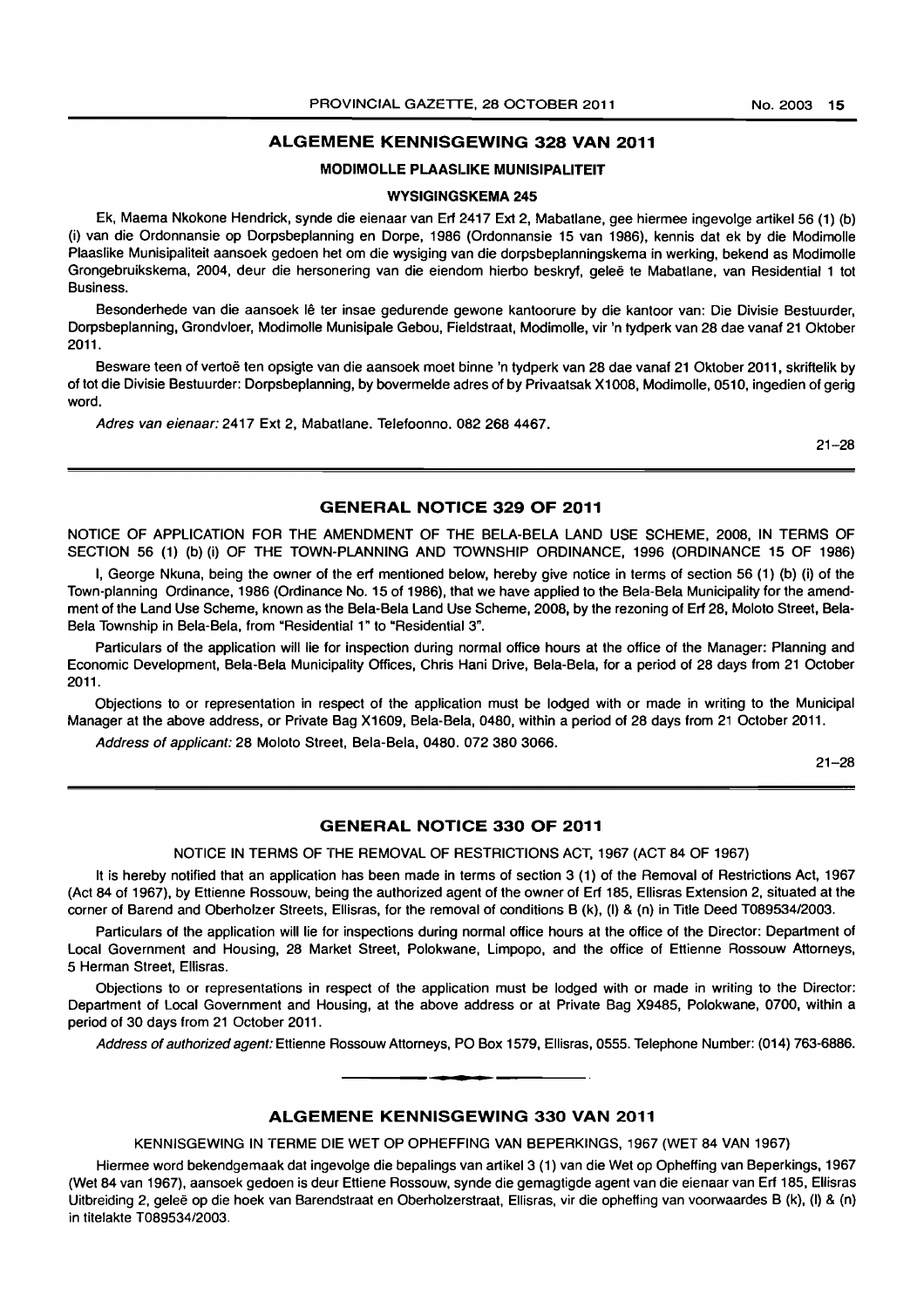## ALGEMENE KENNISGEWING 328 VAN 2011

### MODIMOLLE PLAASLIKE MUNISIPALITEIT

### WYSIGINGSKEMA 245

Ek, Maema Nkokone Hendrick, synde die eienaar van Erf 2417 Ext 2, Mabatlane, gee hiermee ingevolge artikel 56 (1) (b) (i) van die Ordonnansie op Dorpsbeplanning en Dorpe, 1986 (Ordonnansie 15 van 1986), kennis dat ek by die Modimolle Plaaslike Munisipaliteit aansoek gedoen het om die wysiging van die dorpsbeplanningskema in werking, bekend as Modimolle Grongebruikskema, 2004, deur die hersonering van die eiendom hierbo beskryf, geleë te Mabatlane, van Residential 1 tot Business.

Besonderhede van die aansoek lê ter insae gedurende gewone kantoorure by die kantoor van: Die Divisie Bestuurder, Dorpsbeplanning, Grondvloer, Modimolle Munisipale Gebou, Fieldstraat, Modimolle, vir 'n tydperk van 28 dae vanaf 21 Oktober 2011.

Besware teen of vertoë ten opsigte van die aansoek moet binne 'n tydperk van 28 dae vanaf 21 Oktober 2011, skriftelik by of tot die Divisie Bestuurder: Dorpsbeplanning, by bovermelde adres of by Privaatsak X1008, Modimolle, 0510, ingedien of gerig word.

*Adres van eienaar:* 2417 Ext 2, Mabatlane. Telefoonno. 082 268 4467.

21–28

---

## GENERAL NOTICE 329 OF 2011

NOTICE OF APPLICATION FOR THE AMENDMENT OF THE BELA-BELA LAND USE SCHEME, 2008, IN TERMS OF SECTION 56 (1) (b) (i) OF THE TOWN-PLANNING AND TOWNSHIP ORDINANCE, 1996 (ORDINANCE 15 OF 1986)

I, George Nkuna, being the owner of the erf mentioned below, hereby give notice in terms of section 56 (1) (b) (i) of the Town-planning Ordinance, 1986 (Ordinance No. 15 of 1986), that we have applied to the Bela-Bela Municipality for the amendment of the Land Use Scheme, known as the Bela-Bela Land Use Scheme, 2008, by the rezoning of Erf 28, Moloto Street, Bela-Bela Township in Bela-Bela, from "Residential 1" to "Residential 3".

Particulars of the application will lie for inspection during normal office hours at the office of the Manager: Planning and Economic Development, Bela-Bela Municipality Offices, Chris Hani Drive, Bela-Bela, for a period of 28 days from 21 October 2011.

Objections to or representation in respect of the application must be lodged with or made in writing to the Municipal Manager at the above address, or Private Bag X1609, Bela-Bela, 0480, within a period of 28 days from 21 October 2011.

*Address of applicant:* 28 Moloto Street, Bela-Bela, 0480. 072 380 3066.

21–28

---

## GENERAL NOTICE 330 OF 2011

NOTICE IN TERMS OF THE REMOVAL OF RESTRICTIONS ACT, 1967 (ACT 84 OF 1967)

It is hereby notified that an application has been made in terms of section 3 (1) of the Removal of Restrictions Act, 1967 (Act 84 of 1967), by Ettienne Rossouw, being the authorized agent of the owner of Erf 185, Ellisras Extension 2, situated at the corner of Barend and Oberholzer Streets, Ellisras, for the removal of conditions B (k), (l) & (n) in Title Deed T089534/2003.

Particulars of the application will lie for inspections during normal office hours at the office of the Director: Department of Local Government and Housing, 28 Market Street, Polokwane, Limpopo, and the office of Ettienne Rossouw Attorneys, 5 Herman Street, Ellisras.

Objections to or representations in respect of the application must be lodged with or made in writing to the Director: Department of Local Government and Housing, at the above address or at Private Bag X9485, Polokwane, 0700, within a period of 30 days from 21 October 2011.

*Address of authorized agent:* Ettienne Rossouw Attorneys, PO Box 1579, Ellisras, 0555. Telephone Number: (014) 763-6886.

---

## ALGEMENE KENNISGEWING 330 VAN 2011

KENNISGEWING IN TERME DIE WET OP OPHEFFING VAN BEPERKINGS, 1967 (WET 84 VAN 1967)

Hiermee word bekendgemaak dat ingevolge die bepalings van artikel 3 (1) van die Wet op Opheffing van Beperkings, 1967 (Wet 84 van 1967), aansoek gedoen is deur Ettiene Rossouw, synde die gemagtigde agent van die eienaar van Erf 185, Ellisras Uitbreiding 2, geleë op die hoek van Barendstraat en Oberholzerstraat, Ellisras, vir die opheffing van voorwaardes B (k), (l) & (n) in titelakte T089534/2003.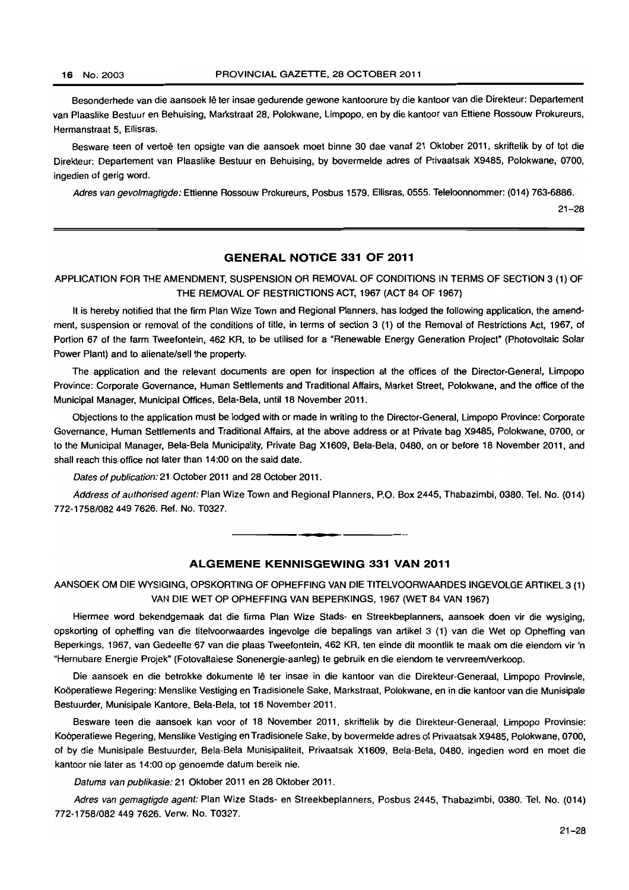Besonderhede van die aansoek lê ter insae gedurende gewone kantoorure by die kantoor van die Direkteur: Departement van Plaaslike Bestuur en Behuising, Markstraat 28, Polokwane, Limpopo, en by die kantoor van Ettiene Rossouw Prokureurs, Hermanstraat 5, Ellisras.

Besware teen of vertoë ten opsigte van die aansoek moet binne 30 dae vanaf 21 Oktober 2011, skriftelik by of tot die Direkteur: Departement van Plaaslike Bestuur en Behuising, by bovermelde adres of Privaatsak X9485, Polokwane, 0700, ingedien of gerig word.

*Adres van gevolmagtigde:* Ettienne Rossouw Prokureurs, Posbus 1579, Ellisras, 0555. Telefoonnommer: (014) 763-6886.

21–28

## GENERAL NOTICE 331 OF 2011

APPLICATION FOR THE AMENDMENT, SUSPENSION OR REMOVAL OF CONDITIONS IN TERMS OF SECTION 3 (1) OF THE REMOVAL OF RESTRICTIONS ACT, 1967 (ACT 84 OF 1967)

It is hereby notified that the firm Plan Wize Town and Regional Planners, has lodged the following application, the amendment, suspension or removal of the conditions of title, in terms of section 3 (1) of the Removal of Restrictions Act, 1967, of Portion 67 of the farm Tweefontein, 462 KR, to be utilised for a "Renewable Energy Generation Project" (Photovoltaic Solar Power Plant) and to alienate/sell the property.

The application and the relevant documents are open for inspection at the offices of the Director-General, Limpopo Province: Corporate Governance, Human Settlements and Traditional Affairs, Market Street, Polokwane, and the office of the Municipal Manager, Municipal Offices, Bela-Bela, until 18 November 2011.

Objections to the application must be lodged with or made in writing to the Director-General, Limpopo Province: Corporate Governance, Human Settlements and Traditional Affairs, at the above address or at Private bag X9485, Polokwane, 0700, or to the Municipal Manager, Bela-Bela Municipality, Private Bag X1609, Bela-Bela, 0480, on or before 18 November 2011, and shall reach this office not later than 14:00 on the said date.

*Dates of publication:* 21 October 2011 and 28 October 2011.

*Address of authorised agent:* Plan Wize Town and Regional Planners, P.O. Box 2445, Thabazimbi, 0380. Tel. No. (014) 772-1758/082 449 7626. Ref. No. T0327.

## ALGEMENE KENNISGEWING 331 VAN 2011

AANSOEK OM DIE WYSIGING, OPSKORTING OF OPHEFFING VAN DIE TITELVOORWAARDES INGEVOLGE ARTIKEL 3 (1) VAN DIE WET OP OPHEFFING VAN BEPERKINGS, 1967 (WET 84 VAN 1967)

Hiermee word bekendgemaak dat die firma Plan Wize Stads- en Streekbeplanners, aansoek doen vir die wysiging, opskorting of opheffing van die titelvoorwaardes ingevolge die bepalings van artikel 3 (1) van die Wet op Opheffing van Beperkings, 1967, van Gedeelte 67 van die plaas Tweefontein, 462 KR, ten einde dit moontlik te maak om die eiendom vir 'n "Hernubare Energie Projek" (Fotovaltaiese Sonenergie-aanleg) te gebruik en die eiendom te vervreem/verkoop.

Die aansoek en die betrokke dokumente lê ter insae in die kantoor van die Direkteur-Generaal, Limpopo Provinsie, Koöperatiewe Regering: Menslike Vestiging en Tradisionele Sake, Markstraat, Polokwane, en in die kantoor van die Munisipale Bestuurder, Munisipale Kantore, Bela-Bela, tot 18 November 2011.

Besware teen die aansoek kan voor of 18 November 2011, skriftelik by die Direkteur-Generaal, Limpopo Provinsie: Koöperatiewe Regering, Menslike Vestiging en Tradisionele Sake, by bovermelde adres of Privaatsak X9485, Polokwane, 0700, of by die Munisipale Bestuurder, Bela-Bela Munisipaliteit, Privaatsak X1609, Bela-Bela, 0480, ingedien word en moet die kantoor nie later as 14:00 op genoemde datum bereik nie.

*Datums van publikasie:* 21 Oktober 2011 en 28 Oktober 2011.

*Adres van gemagtigde agent:* Plan Wize Stads- en Streekbeplanners, Posbus 2445, Thabazimbi, 0380. Tel. No. (014) 772-1758/082 449 7626. Verw. No. T0327.

21–28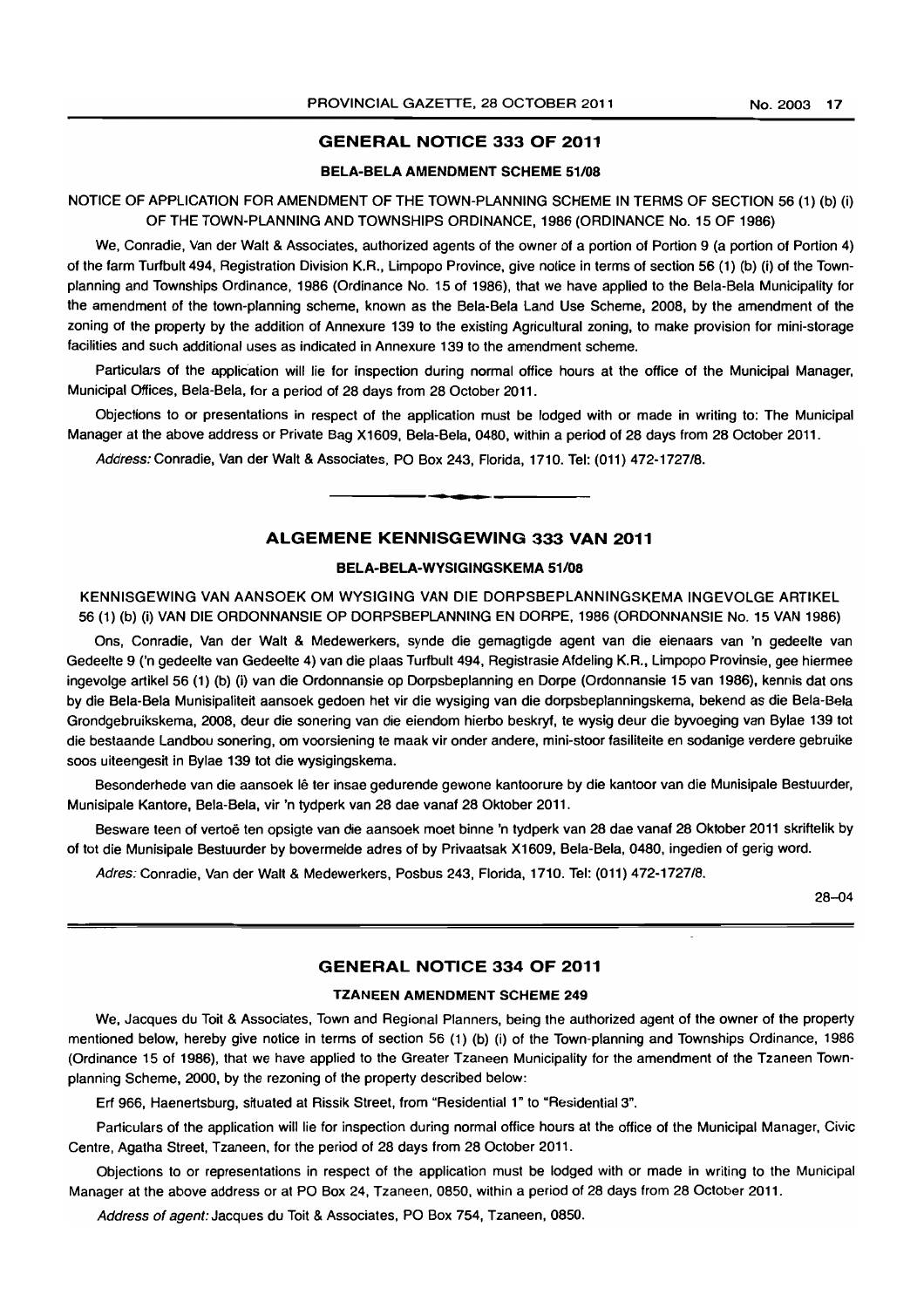## GENERAL NOTICE 333 OF 2011

### BELA-BELA AMENDMENT SCHEME 51/08

NOTICE OF APPLICATION FOR AMENDMENT OF THE TOWN-PLANNING SCHEME IN TERMS OF SECTION 56 (1) (b) (i) OF THE TOWN-PLANNING AND TOWNSHIPS ORDINANCE, 1986 (ORDINANCE No. 15 OF 1986)

We, Conradie, Van der Walt & Associates, authorized agents of the owner of a portion of Portion 9 (a portion of Portion 4) of the farm Turfbult 494, Registration Division K.R., Limpopo Province, give notice in terms of section 56 (1) (b) (i) of the Town-planning and Townships Ordinance, 1986 (Ordinance No. 15 of 1986), that we have applied to the Bela-Bela Municipality for the amendment of the town-planning scheme, known as the Bela-Bela Land Use Scheme, 2008, by the amendment of the zoning of the property by the addition of Annexure 139 to the existing Agricultural zoning, to make provision for mini-storage facilities and such additional uses as indicated in Annexure 139 to the amendment scheme.

Particulars of the application will lie for inspection during normal office hours at the office of the Municipal Manager, Municipal Offices, Bela-Bela, for a period of 28 days from 28 October 2011.

Objections to or presentations in respect of the application must be lodged with or made in writing to: The Municipal Manager at the above address or Private Bag X1609, Bela-Bela, 0480, within a period of 28 days from 28 October 2011.

*Address:* Conradie, Van der Walt & Associates, PO Box 243, Florida, 1710. Tel: (011) 472-1727/8.

---

## ALGEMENE KENNISGEWING 333 VAN 2011

### BELA-BELA-WYSIGINGSKEMA 51/08

KENNISGEWING VAN AANSOEK OM WYSIGING VAN DIE DORPSBEPLANNINGSKEMA INGEVOLGE ARTIKEL 56 (1) (b) (i) VAN DIE ORDONNANSIE OP DORPSBEPLANNING EN DORPE, 1986 (ORDONNANSIE No. 15 VAN 1986)

Ons, Conradie, Van der Walt & Medewerkers, synde die gemagtigde agent van die eienaars van 'n gedeelte van Gedeelte 9 ('n gedeelte van Gedeelte 4) van die plaas Turfbult 494, Registrasie Afdeling K.R., Limpopo Provinsie, gee hiermee ingevolge artikel 56 (1) (b) (i) van die Ordonnansie op Dorpsbeplanning en Dorpe (Ordonnansie 15 van 1986), kennis dat ons by die Bela-Bela Munisipaliteit aansoek gedoen het vir die wysiging van die dorpsbeplanningskema, bekend as die Bela-Bela Grondgebruikskema, 2008, deur die sonering van die eiendom hierbo beskryf, te wysig deur die byvoeging van Bylae 139 tot die bestaande Landbou sonering, om voorsiening te maak vir onder andere, mini-stoor fasiliteite en sodanige verdere gebruike soos uiteengesit in Bylae 139 tot die wysigingskema.

Besonderhede van die aansoek lê ter insae gedurende gewone kantoorure by die kantoor van die Munisipale Bestuurder, Munisipale Kantore, Bela-Bela, vir 'n tydperk van 28 dae vanaf 28 Oktober 2011.

Besware teen of vertoë ten opsigte van die aansoek moet binne 'n tydperk van 28 dae vanaf 28 Oktober 2011 skriftelik by of tot die Munisipale Bestuurder by bovermelde adres of by Privaatsak X1609, Bela-Bela, 0480, ingedien of gerig word.

*Adres:* Conradie, Van der Walt & Medewerkers, Posbus 243, Florida, 1710. Tel: (011) 472-1727/8.

28–04

---

## GENERAL NOTICE 334 OF 2011

### TZANEEN AMENDMENT SCHEME 249

We, Jacques du Toit & Associates, Town and Regional Planners, being the authorized agent of the owner of the property mentioned below, hereby give notice in terms of section 56 (1) (b) (i) of the Town-planning and Townships Ordinance, 1986 (Ordinance 15 of 1986), that we have applied to the Greater Tzaneen Municipality for the amendment of the Tzaneen Town-planning Scheme, 2000, by the rezoning of the property described below:

Erf 966, Haenertsburg, situated at Rissik Street, from "Residential 1" to "Residential 3".

Particulars of the application will lie for inspection during normal office hours at the office of the Municipal Manager, Civic Centre, Agatha Street, Tzaneen, for the period of 28 days from 28 October 2011.

Objections to or representations in respect of the application must be lodged with or made in writing to the Municipal Manager at the above address or at PO Box 24, Tzaneen, 0850, within a period of 28 days from 28 October 2011.

*Address of agent:* Jacques du Toit & Associates, PO Box 754, Tzaneen, 0850.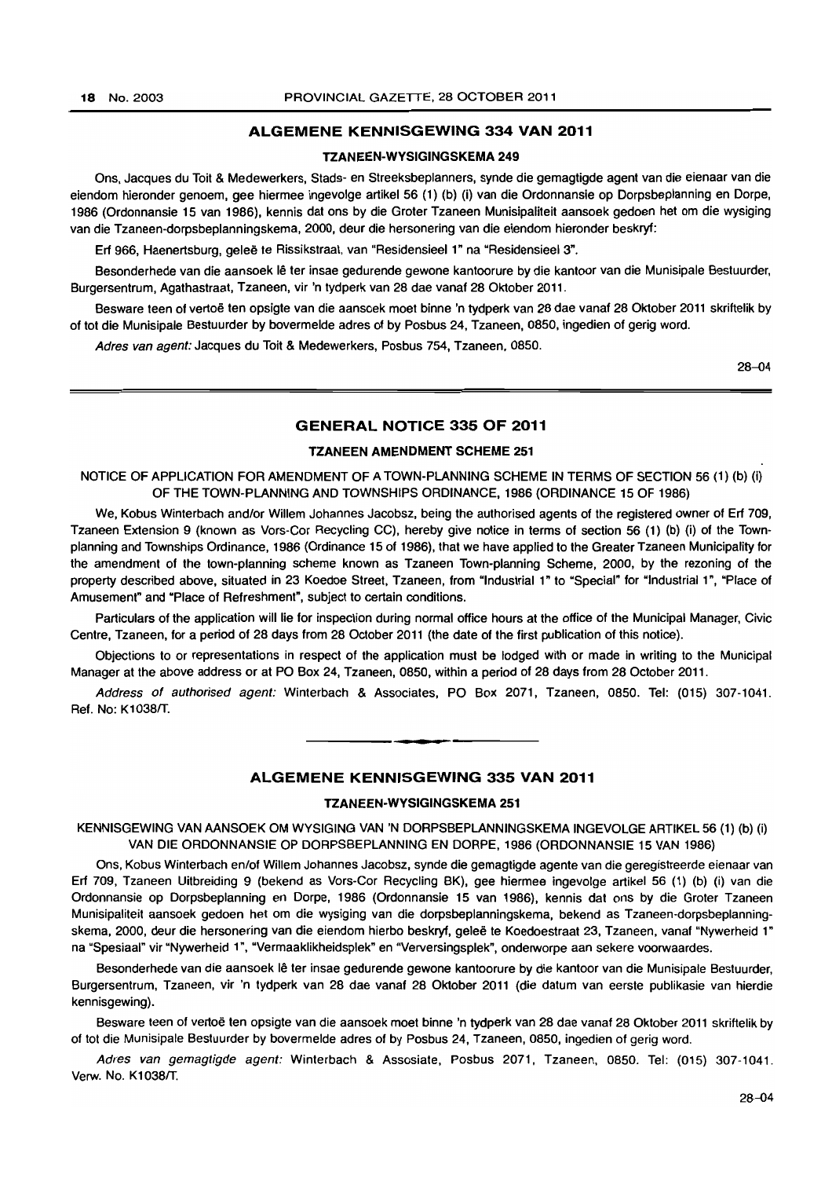## ALGEMENE KENNISGEWING 334 VAN 2011

### TZANEEN-WYSIGINGSKEMA 249

Ons, Jacques du Toit & Medewerkers, Stads- en Streeksbeplanners, synde die gemagtigde agent van die eienaar van die eiendom hieronder genoem, gee hiermee ingevolge artikel 56 (1) (b) (i) van die Ordonnansie op Dorpsbeplanning en Dorpe, 1986 (Ordonnansie 15 van 1986), kennis dat ons by die Groter Tzaneen Munisipaliteit aansoek gedoen het om die wysiging van die Tzaneen-dorpsbeplanningskema, 2000, deur die hersonering van die eiendom hieronder beskryf:

Erf 966, Haenertsburg, geleë te Rissikstraat, van "Residensieel 1" na "Residensieel 3".

Besonderhede van die aansoek lê ter insae gedurende gewone kantoorure by die kantoor van die Munisipale Bestuurder, Burgersentrum, Agathastraat, Tzaneen, vir 'n tydperk van 28 dae vanaf 28 Oktober 2011.

Besware teen of vertoë ten opsigte van die aansoek moet binne 'n tydperk van 28 dae vanaf 28 Oktober 2011 skriftelik by of tot die Munisipale Bestuurder by bovermelde adres of by Posbus 24, Tzaneen, 0850, ingedien of gerig word.

*Adres van agent:* Jacques du Toit & Medewerkers, Posbus 754, Tzaneen, 0850.

28–04

## GENERAL NOTICE 335 OF 2011

### TZANEEN AMENDMENT SCHEME 251

NOTICE OF APPLICATION FOR AMENDMENT OF A TOWN-PLANNING SCHEME IN TERMS OF SECTION 56 (1) (b) (i) OF THE TOWN-PLANNING AND TOWNSHIPS ORDINANCE, 1986 (ORDINANCE 15 OF 1986)

We, Kobus Winterbach and/or Willem Johannes Jacobsz, being the authorised agents of the registered owner of Erf 709, Tzaneen Extension 9 (known as Vors-Cor Recycling CC), hereby give notice in terms of section 56 (1) (b) (i) of the Town-planning and Townships Ordinance, 1986 (Ordinance 15 of 1986), that we have applied to the Greater Tzaneen Municipality for the amendment of the town-planning scheme known as Tzaneen Town-planning Scheme, 2000, by the rezoning of the property described above, situated in 23 Koedoe Street, Tzaneen, from "Industrial 1" to "Special" for "Industrial 1", "Place of Amusement" and "Place of Refreshment", subject to certain conditions.

Particulars of the application will lie for inspection during normal office hours at the office of the Municipal Manager, Civic Centre, Tzaneen, for a period of 28 days from 28 October 2011 (the date of the first publication of this notice).

Objections to or representations in respect of the application must be lodged with or made in writing to the Municipal Manager at the above address or at PO Box 24, Tzaneen, 0850, within a period of 28 days from 28 October 2011.

*Address of authorised agent:* Winterbach & Associates, PO Box 2071, Tzaneen, 0850. Tel: (015) 307-1041. Ref. No: K1038/T.

## ALGEMENE KENNISGEWING 335 VAN 2011

### TZANEEN-WYSIGINGSKEMA 251

KENNISGEWING VAN AANSOEK OM WYSIGING VAN 'N DORPSBEPLANNINGSKEMA INGEVOLGE ARTIKEL 56 (1) (b) (i) VAN DIE ORDONNANSIE OP DORPSBEPLANNING EN DORPE, 1986 (ORDONNANSIE 15 VAN 1986)

Ons, Kobus Winterbach en/of Willem Johannes Jacobsz, synde die gemagtigde agente van die geregistreerde eienaar van Erf 709, Tzaneen Uitbreiding 9 (bekend as Vors-Cor Recycling BK), gee hiermee ingevolge artikel 56 (1) (b) (i) van die Ordonnansie op Dorpsbeplanning en Dorpe, 1986 (Ordonnansie 15 van 1986), kennis dat ons by die Groter Tzaneen Munisipaliteit aansoek gedoen het om die wysiging van die dorpsbeplanningskema, bekend as Tzaneen-dorpsbeplanningskema, 2000, deur die hersonering van die eiendom hierbo beskryf, geleë te Koedoestraat 23, Tzaneen, vanaf "Nywerheid 1" na "Spesiaal" vir "Nywerheid 1", "Vermaaklikheidsplek" en "Verversingsplek", onderworpe aan sekere voorwaardes.

Besonderhede van die aansoek lê ter insae gedurende gewone kantoorure by die kantoor van die Munisipale Bestuurder, Burgersentrum, Tzaneen, vir 'n tydperk van 28 dae vanaf 28 Oktober 2011 (die datum van eerste publikasie van hierdie kennisgewing).

Besware teen of vertoë ten opsigte van die aansoek moet binne 'n tydperk van 28 dae vanaf 28 Oktober 2011 skriftelik by of tot die Munisipale Bestuurder by bovermelde adres of by Posbus 24, Tzaneen, 0850, ingedien of gerig word.

*Adres van gemagtigde agent:* Winterbach & Assosiate, Posbus 2071, Tzaneen, 0850. Tel: (015) 307-1041. Verw. No. K1038/T.

28–04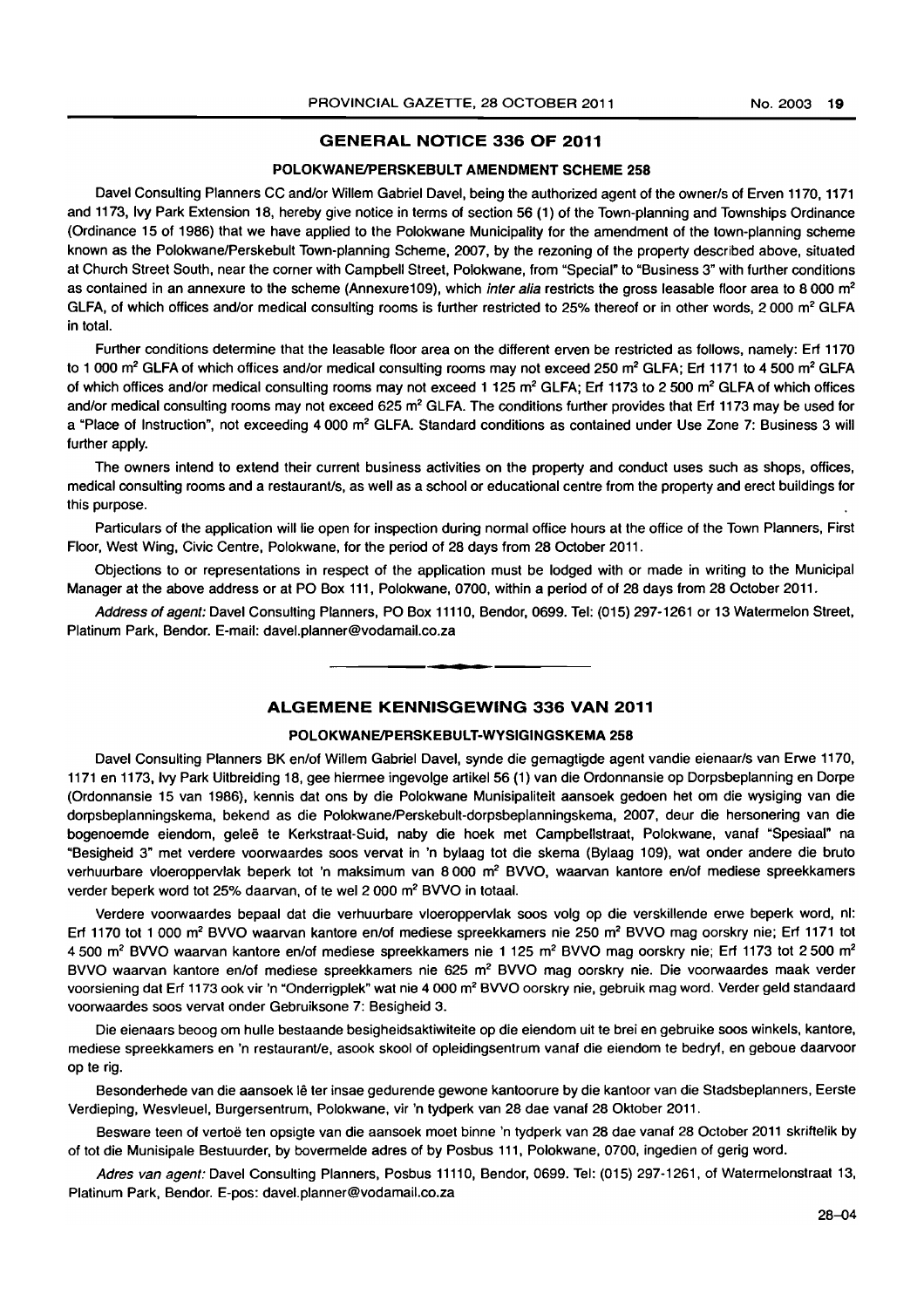## GENERAL NOTICE 336 OF 2011

### POLOKWANE/PERSKEBULT AMENDMENT SCHEME 258

Davel Consulting Planners CC and/or Willem Gabriel Davel, being the authorized agent of the owner/s of Erven 1170, 1171 and 1173, Ivy Park Extension 18, hereby give notice in terms of section 56 (1) of the Town-planning and Townships Ordinance (Ordinance 15 of 1986) that we have applied to the Polokwane Municipality for the amendment of the town-planning scheme known as the Polokwane/Perskebult Town-planning Scheme, 2007, by the rezoning of the property described above, situated at Church Street South, near the corner with Campbell Street, Polokwane, from "Special" to "Business 3" with further conditions as contained in an annexure to the scheme (Annexure109), which *inter alia* restricts the gross leasable floor area to 8 000 m² GLFA, of which offices and/or medical consulting rooms is further restricted to 25% thereof or in other words, 2 000 m² GLFA in total.

Further conditions determine that the leasable floor area on the different erven be restricted as follows, namely: Erf 1170 to 1 000 m² GLFA of which offices and/or medical consulting rooms may not exceed 250 m² GLFA; Erf 1171 to 4 500 m² GLFA of which offices and/or medical consulting rooms may not exceed 1 125 m² GLFA; Erf 1173 to 2 500 m² GLFA of which offices and/or medical consulting rooms may not exceed 625 m² GLFA. The conditions further provides that Erf 1173 may be used for a "Place of Instruction", not exceeding 4 000 m² GLFA. Standard conditions as contained under Use Zone 7: Business 3 will further apply.

The owners intend to extend their current business activities on the property and conduct uses such as shops, offices, medical consulting rooms and a restaurant/s, as well as a school or educational centre from the property and erect buildings for this purpose.

Particulars of the application will lie open for inspection during normal office hours at the office of the Town Planners, First Floor, West Wing, Civic Centre, Polokwane, for the period of 28 days from 28 October 2011.

Objections to or representations in respect of the application must be lodged with or made in writing to the Municipal Manager at the above address or at PO Box 111, Polokwane, 0700, within a period of of 28 days from 28 October 2011.

*Address of agent:* Davel Consulting Planners, PO Box 11110, Bendor, 0699. Tel: (015) 297-1261 or 13 Watermelon Street, Platinum Park, Bendor. E-mail: davel.planner@vodamail.co.za

---

## ALGEMENE KENNISGEWING 336 VAN 2011

### POLOKWANE/PERSKEBULT-WYSIGINGSKEMA 258

Davel Consulting Planners BK en/of Willem Gabriel Davel, synde die gemagtigde agent vandie eienaar/s van Erwe 1170, 1171 en 1173, Ivy Park Uitbreiding 18, gee hiermee ingevolge artikel 56 (1) van die Ordonnansie op Dorpsbeplanning en Dorpe (Ordonnansie 15 van 1986), kennis dat ons by die Polokwane Munisipaliteit aansoek gedoen het om die wysiging van die dorpsbeplanningskema, bekend as die Polokwane/Perskebult-dorpsbeplanningskema, 2007, deur die hersonering van die bogenoemde eiendom, geleë te Kerkstraat-Suid, naby die hoek met Campbellstraat, Polokwane, vanaf "Spesiaal" na "Besigheid 3" met verdere voorwaardes soos vervat in 'n bylaag tot die skema (Bylaag 109), wat onder andere die bruto verhuurbare vloeroppervlak beperk tot 'n maksimum van 8 000 m² BVVO, waarvan kantore en/of mediese spreekkamers verder beperk word tot 25% daarvan, of te wel 2 000 m² BVVO in totaal.

Verdere voorwaardes bepaal dat die verhuurbare vloeroppervlak soos volg op die verskillende erwe beperk word, nl: Erf 1170 tot 1 000 m² BVVO waarvan kantore en/of mediese spreekkamers nie 250 m² BVVO mag oorskry nie; Erf 1171 tot 4 500 m² BVVO waarvan kantore en/of mediese spreekkamers nie 1 125 m² BVVO mag oorskry nie; Erf 1173 tot 2 500 m² BVVO waarvan kantore en/of mediese spreekkamers nie 625 m² BVVO mag oorskry nie. Die voorwaardes maak verder voorsiening dat Erf 1173 ook vir 'n "Onderrigplek" wat nie 4 000 m² BVVO oorskry nie, gebruik mag word. Verder geld standaard voorwaardes soos vervat onder Gebruiksone 7: Besigheid 3.

Die eienaars beoog om hulle bestaande besigheidsaktiwiteite op die eiendom uit te brei en gebruike soos winkels, kantore, mediese spreekkamers en 'n restaurant/e, asook skool of opleidingsentrum vanaf die eiendom te bedryf, en geboue daarvoor op te rig.

Besonderhede van die aansoek lê ter insae gedurende gewone kantoorure by die kantoor van die Stadsbeplanners, Eerste Verdieping, Wesvleuel, Burgersentrum, Polokwane, vir 'n tydperk van 28 dae vanaf 28 Oktober 2011.

Besware teen of vertoë ten opsigte van die aansoek moet binne 'n tydperk van 28 dae vanaf 28 October 2011 skriftelik by of tot die Munisipale Bestuurder, by bovermelde adres of by Posbus 111, Polokwane, 0700, ingedien of gerig word.

*Adres van agent:* Davel Consulting Planners, Posbus 11110, Bendor, 0699. Tel: (015) 297-1261, of Watermelonstraat 13, Platinum Park, Bendor. E-pos: davel.planner@vodamail.co.za

28–04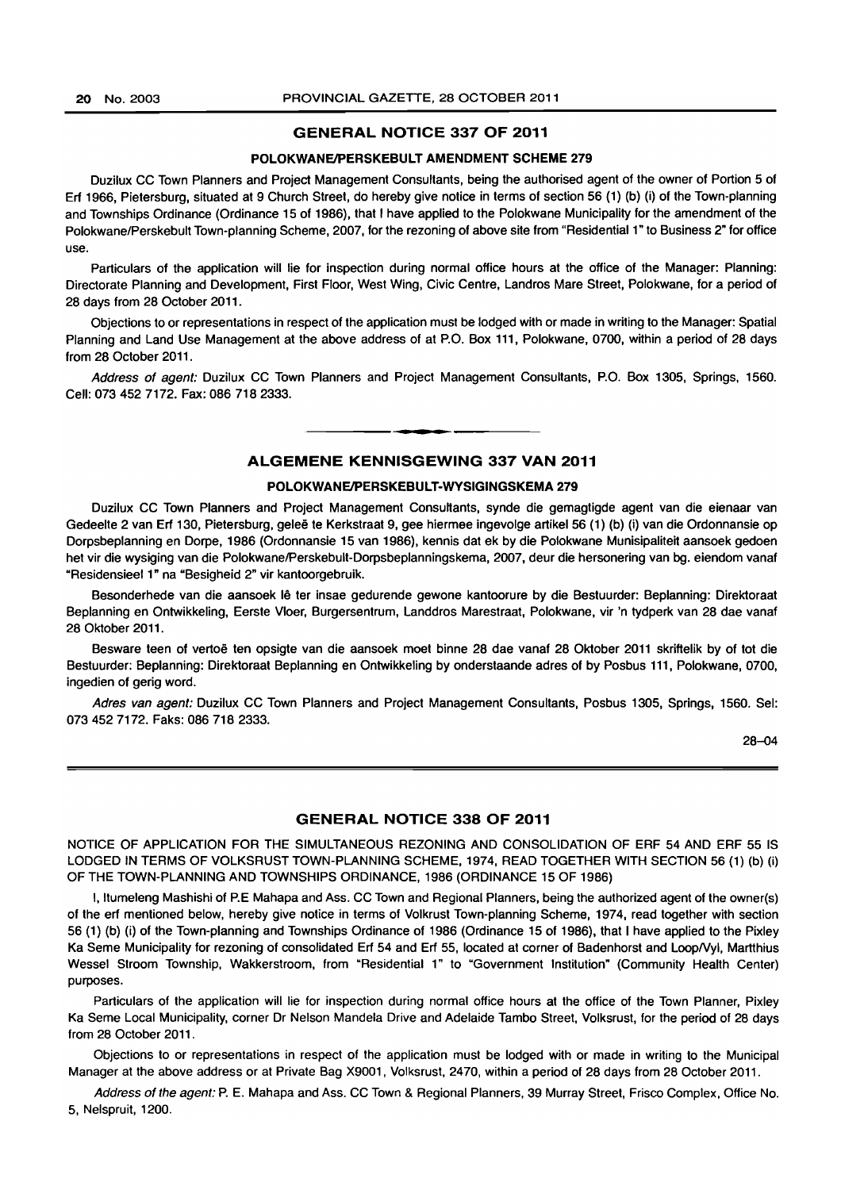## GENERAL NOTICE 337 OF 2011

### POLOKWANE/PERSKEBULT AMENDMENT SCHEME 279

Duzilux CC Town Planners and Project Management Consultants, being the authorised agent of the owner of Portion 5 of Erf 1966, Pietersburg, situated at 9 Church Street, do hereby give notice in terms of section 56 (1) (b) (i) of the Town-planning and Townships Ordinance (Ordinance 15 of 1986), that I have applied to the Polokwane Municipality for the amendment of the Polokwane/Perskebult Town-planning Scheme, 2007, for the rezoning of above site from "Residential 1" to Business 2" for office use.

Particulars of the application will lie for inspection during normal office hours at the office of the Manager: Planning: Directorate Planning and Development, First Floor, West Wing, Civic Centre, Landros Mare Street, Polokwane, for a period of 28 days from 28 October 2011.

Objections to or representations in respect of the application must be lodged with or made in writing to the Manager: Spatial Planning and Land Use Management at the above address of at P.O. Box 111, Polokwane, 0700, within a period of 28 days from 28 October 2011.

*Address of agent:* Duzilux CC Town Planners and Project Management Consultants, P.O. Box 1305, Springs, 1560. Cell: 073 452 7172. Fax: 086 718 2333.

---

## ALGEMENE KENNISGEWING 337 VAN 2011

### POLOKWANE/PERSKEBULT-WYSIGINGSKEMA 279

Duzilux CC Town Planners and Project Management Consultants, synde die gemagtigde agent van die eienaar van Gedeelte 2 van Erf 130, Pietersburg, geleë te Kerkstraat 9, gee hiermee ingevolge artikel 56 (1) (b) (i) van die Ordonnansie op Dorpsbeplanning en Dorpe, 1986 (Ordonnansie 15 van 1986), kennis dat ek by die Polokwane Munisipaliteit aansoek gedoen het vir die wysiging van die Polokwane/Perskebult-Dorpsbeplanningskema, 2007, deur die hersonering van bg. eiendom vanaf "Residensieel 1" na "Besigheid 2" vir kantoorgebruik.

Besonderhede van die aansoek lê ter insae gedurende gewone kantoorure by die Bestuurder: Beplanning: Direktoraat Beplanning en Ontwikkeling, Eerste Vloer, Burgersentrum, Landdros Marestraat, Polokwane, vir 'n tydperk van 28 dae vanaf 28 Oktober 2011.

Besware teen of vertoë ten opsigte van die aansoek moet binne 28 dae vanaf 28 Oktober 2011 skriftelik by of tot die Bestuurder: Beplanning: Direktoraat Beplanning en Ontwikkeling by onderstaande adres of by Posbus 111, Polokwane, 0700, ingedien of gerig word.

*Adres van agent:* Duzilux CC Town Planners and Project Management Consultants, Posbus 1305, Springs, 1560. Sel: 073 452 7172. Faks: 086 718 2333.

28–04

---

## GENERAL NOTICE 338 OF 2011

NOTICE OF APPLICATION FOR THE SIMULTANEOUS REZONING AND CONSOLIDATION OF ERF 54 AND ERF 55 IS LODGED IN TERMS OF VOLKSRUST TOWN-PLANNING SCHEME, 1974, READ TOGETHER WITH SECTION 56 (1) (b) (i) OF THE TOWN-PLANNING AND TOWNSHIPS ORDINANCE, 1986 (ORDINANCE 15 OF 1986)

I, Itumeleng Mashishi of P.E Mahapa and Ass. CC Town and Regional Planners, being the authorized agent of the owner(s) of the erf mentioned below, hereby give notice in terms of Volkrust Town-planning Scheme, 1974, read together with section 56 (1) (b) (i) of the Town-planning and Townships Ordinance of 1986 (Ordinance 15 of 1986), that I have applied to the Pixley Ka Seme Municipality for rezoning of consolidated Erf 54 and Erf 55, located at corner of Badenhorst and Loop/Vyl, Martthius Wessel Stroom Township, Wakkerstroom, from "Residential 1" to "Government Institution" (Community Health Center) purposes.

Particulars of the application will lie for inspection during normal office hours at the office of the Town Planner, Pixley Ka Seme Local Municipality, corner Dr Nelson Mandela Drive and Adelaide Tambo Street, Volksrust, for the period of 28 days from 28 October 2011.

Objections to or representations in respect of the application must be lodged with or made in writing to the Municipal Manager at the above address or at Private Bag X9001, Volksrust, 2470, within a period of 28 days from 28 October 2011.

*Address of the agent:* P. E. Mahapa and Ass. CC Town & Regional Planners, 39 Murray Street, Frisco Complex, Office No. 5, Nelspruit, 1200.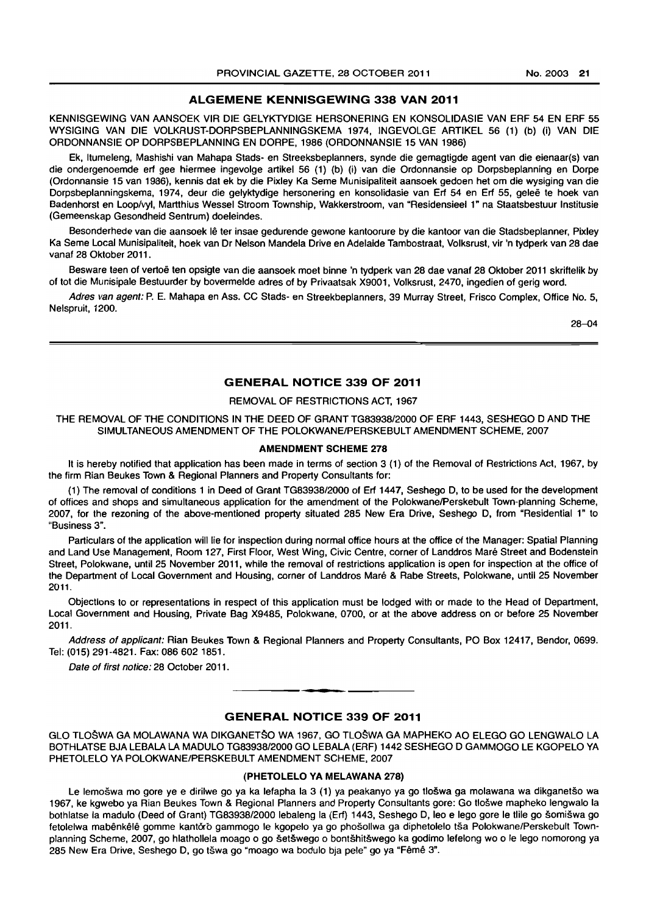## ALGEMENE KENNISGEWING 338 VAN 2011

KENNISGEWING VAN AANSOEK VIR DIE GELYKTYDIGE HERSONERING EN KONSOLIDASIE VAN ERF 54 EN ERF 55 WYSIGING VAN DIE VOLKRUST-DORPSBEPLANNINGSKEMA 1974, INGEVOLGE ARTIKEL 56 (1) (b) (i) VAN DIE ORDONNANSIE OP DORPSBEPLANNING EN DORPE, 1986 (ORDONNANSIE 15 VAN 1986)

Ek, Itumeleng, Mashishi van Mahapa Stads- en Streeksbeplanners, synde die gemagtigde agent van die eienaar(s) van die ondergenoemde erf gee hiermee ingevolge artikel 56 (1) (b) (i) van die Ordonnansie op Dorpsbeplanning en Dorpe (Ordonnansie 15 van 1986), kennis dat ek by die Pixley Ka Seme Munisipaliteit aansoek gedoen het om die wysiging van die Dorpsbeplanningskema, 1974, deur die gelyktydige hersonering en konsolidasie van Erf 54 en Erf 55, geleë te hoek van Badenhorst en Loop/vyl, Martthius Wessel Stroom Township, Wakkerstroom, van "Residensieel 1" na Staatsbestuur Institusie (Gemeenskap Gesondheid Sentrum) doeleindes.

Besonderhede van die aansoek lê ter insae gedurende gewone kantoorure by die kantoor van die Stadsbeplanner, Pixley Ka Seme Local Munisipaliteit, hoek van Dr Nelson Mandela Drive en Adelaide Tambostraat, Volksrust, vir 'n tydperk van 28 dae vanaf 28 Oktober 2011.

Besware teen of vertoë ten opsigte van die aansoek moet binne 'n tydperk van 28 dae vanaf 28 Oktober 2011 skriftelik by of tot die Munisipale Bestuurder by bovermelde adres of by Privaatsak X9001, Volksrust, 2470, ingedien of gerig word.

*Adres van agent:* P. E. Mahapa en Ass. CC Stads- en Streekbeplanners, 39 Murray Street, Frisco Complex, Office No. 5, Nelspruit, 1200.

28–04

## GENERAL NOTICE 339 OF 2011

REMOVAL OF RESTRICTIONS ACT, 1967

THE REMOVAL OF THE CONDITIONS IN THE DEED OF GRANT TG83938/2000 OF ERF 1443, SESHEGO D AND THE SIMULTANEOUS AMENDMENT OF THE POLOKWANE/PERSKEBULT AMENDMENT SCHEME, 2007

**AMENDMENT SCHEME 278**

It is hereby notified that application has been made in terms of section 3 (1) of the Removal of Restrictions Act, 1967, by the firm Rian Beukes Town & Regional Planners and Property Consultants for:

(1) The removal of conditions 1 in Deed of Grant TG83938/2000 of Erf 1447, Seshego D, to be used for the development of offices and shops and simultaneous application for the amendment of the Polokwane/Perskebult Town-planning Scheme, 2007, for the rezoning of the above-mentioned property situated 285 New Era Drive, Seshego D, from "Residential 1" to "Business 3".

Particulars of the application will lie for inspection during normal office hours at the office of the Manager: Spatial Planning and Land Use Management, Room 127, First Floor, West Wing, Civic Centre, corner of Landdros Maré Street and Bodenstein Street, Polokwane, until 25 November 2011, while the removal of restrictions application is open for inspection at the office of the Department of Local Government and Housing, corner of Landdros Maré & Rabe Streets, Polokwane, until 25 November 2011.

Objections to or representations in respect of this application must be lodged with or made to the Head of Department, Local Government and Housing, Private Bag X9485, Polokwane, 0700, or at the above address on or before 25 November 2011.

*Address of applicant:* Rian Beukes Town & Regional Planners and Property Consultants, PO Box 12417, Bendor, 0699. Tel: (015) 291-4821. Fax: 086 602 1851.

*Date of first notice:* 28 October 2011.

## GENERAL NOTICE 339 OF 2011

GLO TLOŠWA GA MOLAWANA WA DIKGANETŠO WA 1967, GO TLOŠWA GA MAPHEKO AO ELEGO GO LENGWALO LA BOTHLATSE BJA LEBALA LA MADULO TG83938/2000 GO LEBALA (ERF) 1442 SESHEGO D GAMMOGO LE KGOPELO YA PHETOLELO YA POLOKWANE/PERSKEBULT AMENDMENT SCHEME, 2007

**(PHETOLELO YA MELAWANA 278)**

Le lemošwa mo gore ye e dirilwe go ya ka lefapha la 3 (1) ya peakanyo ya go tlošwa ga molawana wa dikganetšo wa 1967, ke kgwebo ya Rian Beukes Town & Regional Planners and Property Consultants gore: Go tlošwe mapheko lengwalo la bothlatse la madulo (Deed of Grant) TG83938/2000 lebaleng la (Erf) 1443, Seshego D, leo e lego gore le tlile go šomišwa go fetolelwa mabênkêlê gomme kantôrô gammogo le kgopelo ya go phošollwa ga diphetolelo tša Polokwane/Perskebult Town-planning Scheme, 2007, go hlathollela moago o go šetšwego o bontšhitšwego ka godimo lefelong wo o le lego nomorong ya 285 New Era Drive, Seshego D, go tšwa go "moago wa bodulo bja pele" go ya "Fêmê 3".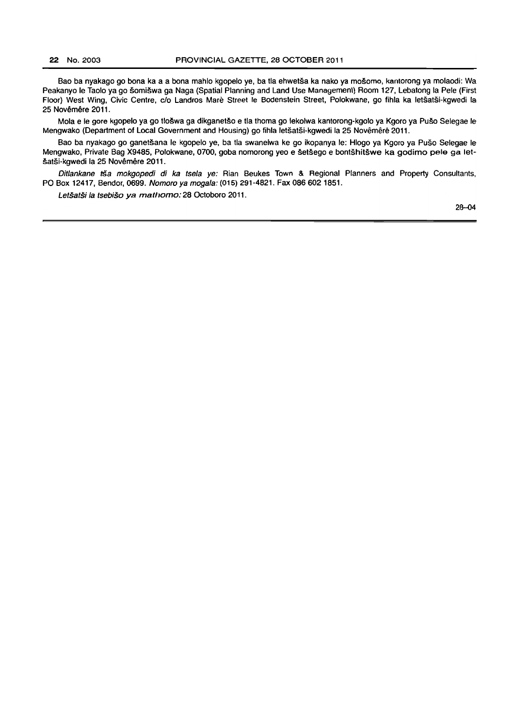Bao ba nyakago go bona ka a a bona mahlo kgopelo ye, ba tla ehwetša ka nako ya mošomo, kantorong ya molaodi: Wa Peakanyo le Taolo ya go šomišwa ga Naga (Spatial Planning and Land Use Management) Room 127, Lebatong la Pele (First Floor) West Wing, Civic Centre, c/o Landros Marè Street le Bodenstein Street, Polokwane, go fihla ka letšatši-kgwedi la 25 Novêmêre 2011.

Mola e le gore kgopelo ya go tlošwa ga dikganetšo e tla thoma go lekolwa kantorong-kgolo ya Kgoro ya Pušo Selegae le Mengwako (Department of Local Government and Housing) go fihla letšatši-kgwedi la 25 Novêmêrê 2011.

Bao ba nyakago go ganetšana le kgopelo ye, ba tla swanelwa ke go ikopanya le: Hlogo ya Kgoro ya Pušo Selegae le Mengwako, Private Bag X9485, Polokwane, 0700, goba nomorong yeo e šetšego e bontšhitšwe ka godimo pele ga letšatši-kgwedi la 25 Novêmêre 2011.

*Ditlankane tša mokgopedi di ka tsela ye:* Rian Beukes Town & Regional Planners and Property Consultants, PO Box 12417, Bendor, 0699. *Nomoro ya mogala:* (015) 291-4821. Fax 086 602 1851.

*Letšatši la tsebišo ya mathomo:* 28 Octoboro 2011.

28–04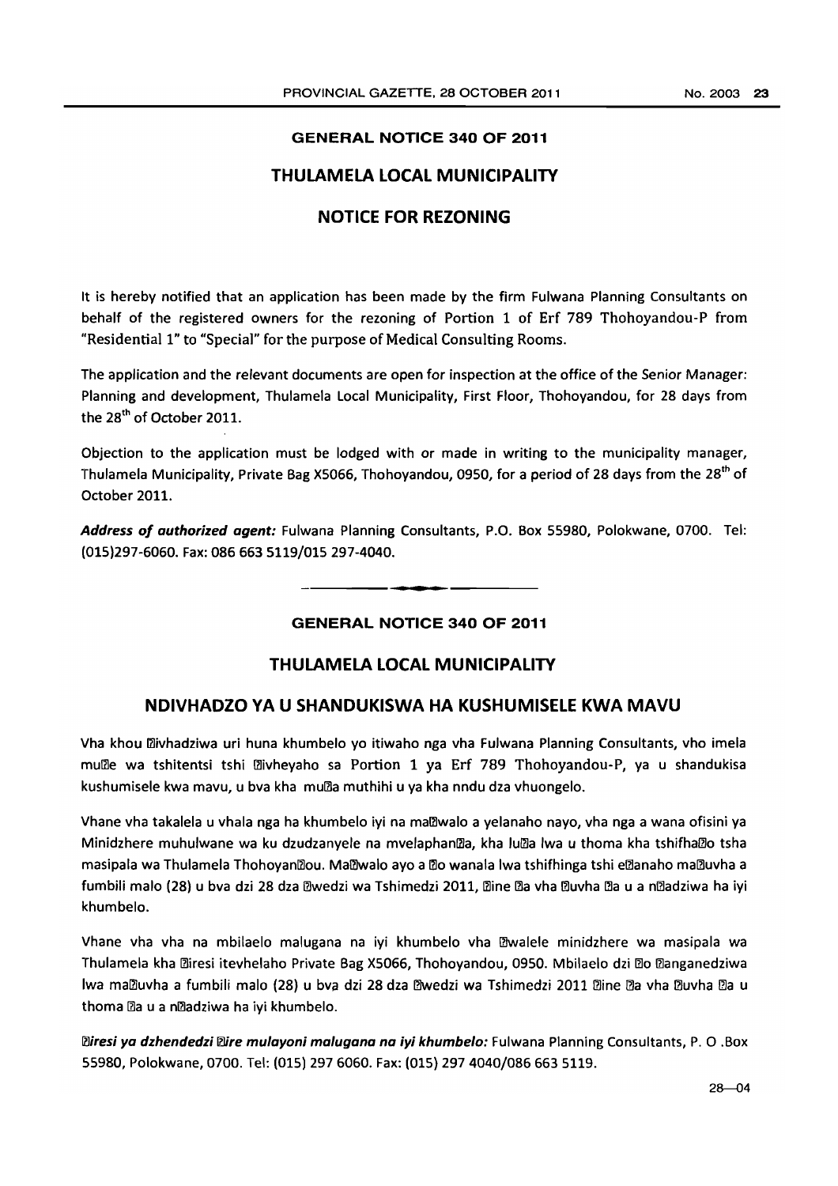## GENERAL NOTICE 340 OF 2011

## THULAMELA LOCAL MUNICIPALITY

## NOTICE FOR REZONING

It is hereby notified that an application has been made by the firm Fulwana Planning Consultants on behalf of the registered owners for the rezoning of Portion 1 of Erf 789 Thohoyandou-P from "Residential 1" to "Special" for the purpose of Medical Consulting Rooms.

The application and the relevant documents are open for inspection at the office of the Senior Manager: Planning and development, Thulamela Local Municipality, First Floor, Thohoyandou, for 28 days from the 28th of October 2011.

Objection to the application must be lodged with or made in writing to the municipality manager, Thulamela Municipality, Private Bag X5066, Thohoyandou, 0950, for a period of 28 days from the 28th of October 2011.

***Address of authorized agent:*** Fulwana Planning Consultants, P.O. Box 55980, Polokwane, 0700. Tel: (015)297-6060. Fax: 086 663 5119/015 297-4040.

---

## GENERAL NOTICE 340 OF 2011

## THULAMELA LOCAL MUNICIPALITY

## NDIVHADZO YA U SHANDUKISWA HA KUSHUMISELE KWA MAVU

Vha khou ḓivhadziwa uri huna khumbelo yo itiwaho nga vha Fulwana Planning Consultants, vho imela muṋe wa tshitentsi tshi ḓivheyaho sa Portion 1 ya Erf 789 Thohoyandou-P, ya u shandukisa kushumisele kwa mavu, u bva kha muḓa muthihi u ya kha nndu dza vhuongelo.

Vhane vha takalela u vhala nga ha khumbelo iyi na maṅwalo a yelanaho nayo, vha nga a wana ofisini ya Minidzhere muhulwane wa ku dzudzanyele na mvelephanḓa, kha luḓa lwa u thoma kha tshifhaṱo tsha masipala wa Thulamela Thohoyanḓou. Maṅwalo ayo a ḓo wanala lwa tshifhinga tshi eḓanaho maḓuvha a fumbili malo (28) u bva dzi 28 dza ṅwedzi wa Tshimedzi 2011, ḽine ḽa vha ḓuvha ḽa u a nḓadziwa ha iyi khumbelo.

Vhane vha vha na mbilaelo malugana na iyi khumbelo vha ṅwalele minidzhere wa masipala wa Thulamela kha ḓiresi itevhelaho Private Bag X5066, Thohoyandou, 0950. Mbilaelo dzi ḓo ṱanganedziwa lwa maḓuvha a fumbili malo (28) u bva dzi 28 dza ṅwedzi wa Tshimedzi 2011 ḽine ḽa vha ḓuvha ḽa u thoma ḽa u a nḓadziwa ha iyi khumbelo.

***Ḓiresi ya dzhendedzi ḽire mulayoni malugana na iyi khumbelo:*** Fulwana Planning Consultants, P. O .Box 55980, Polokwane, 0700. Tel: (015) 297 6060. Fax: (015) 297 4040/086 663 5119.

28—04